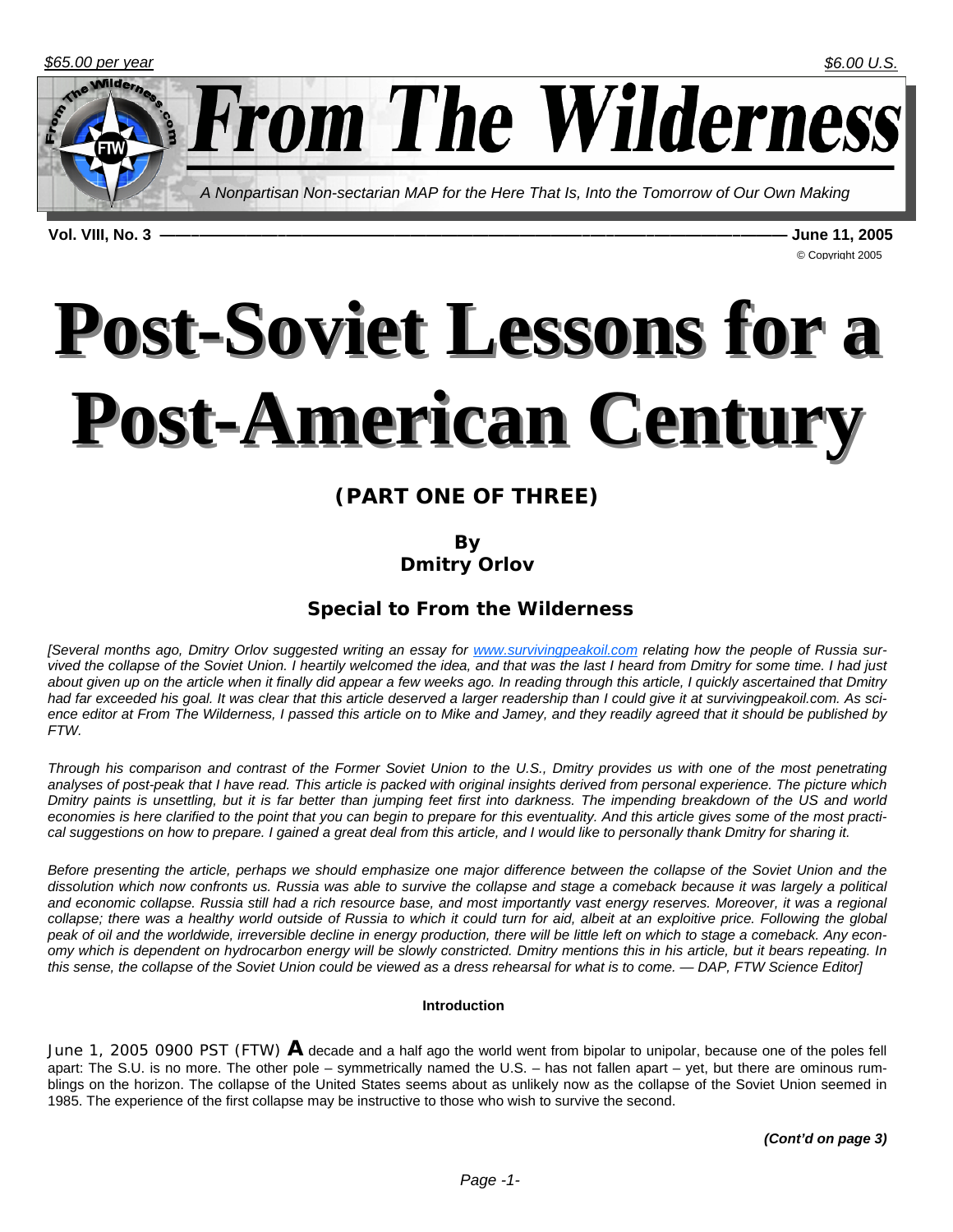$65.00 per year | $6.00 U.S.

# From The Wilderness

*A Nonpartisan Non-sectarian MAP for the Here That Is, Into the Tomorrow of Our Own Making*

**Vol. VIII, No. 3 — June 11, 2005**

© Copyright 2005

# Post-Soviet Lessons for a Post-American Century

### (PART ONE OF THREE)

**By Dmitry Orlov**

### Special to From the Wilderness

*[Several months ago, Dmitry Orlov suggested writing an essay for www.survivingpeakoil.com relating how the people of Russia survived the collapse of the Soviet Union. I heartily welcomed the idea, and that was the last I heard from Dmitry for some time. I had just about given up on the article when it finally did appear a few weeks ago. In reading through this article, I quickly ascertained that Dmitry had far exceeded his goal. It was clear that this article deserved a larger readership than I could give it at survivingpeakoil.com. As science editor at From The Wilderness, I passed this article on to Mike and Jamey, and they readily agreed that it should be published by FTW.*

*Through his comparison and contrast of the Former Soviet Union to the U.S., Dmitry provides us with one of the most penetrating analyses of post-peak that I have read. This article is packed with original insights derived from personal experience. The picture which Dmitry paints is unsettling, but it is far better than jumping feet first into darkness. The impending breakdown of the US and world economies is here clarified to the point that you can begin to prepare for this eventuality. And this article gives some of the most practical suggestions on how to prepare. I gained a great deal from this article, and I would like to personally thank Dmitry for sharing it.*

*Before presenting the article, perhaps we should emphasize one major difference between the collapse of the Soviet Union and the dissolution which now confronts us. Russia was able to survive the collapse and stage a comeback because it was largely a political and economic collapse. Russia still had a rich resource base, and most importantly vast energy reserves. Moreover, it was a regional collapse; there was a healthy world outside of Russia to which it could turn for aid, albeit at an exploitive price. Following the global peak of oil and the worldwide, irreversible decline in energy production, there will be little left on which to stage a comeback. Any economy which is dependent on hydrocarbon energy will be slowly constricted. Dmitry mentions this in his article, but it bears repeating. In this sense, the collapse of the Soviet Union could be viewed as a dress rehearsal for what is to come. — DAP, FTW Science Editor]*

**Introduction**

June 1, 2005 0900 PST (FTW) **A** decade and a half ago the world went from bipolar to unipolar, because one of the poles fell apart: The S.U. is no more. The other pole – symmetrically named the U.S. – has not fallen apart – yet, but there are ominous rumblings on the horizon. The collapse of the United States seems about as unlikely now as the collapse of the Soviet Union seemed in 1985. The experience of the first collapse may be instructive to those who wish to survive the second.

***(Cont'd on page 3)***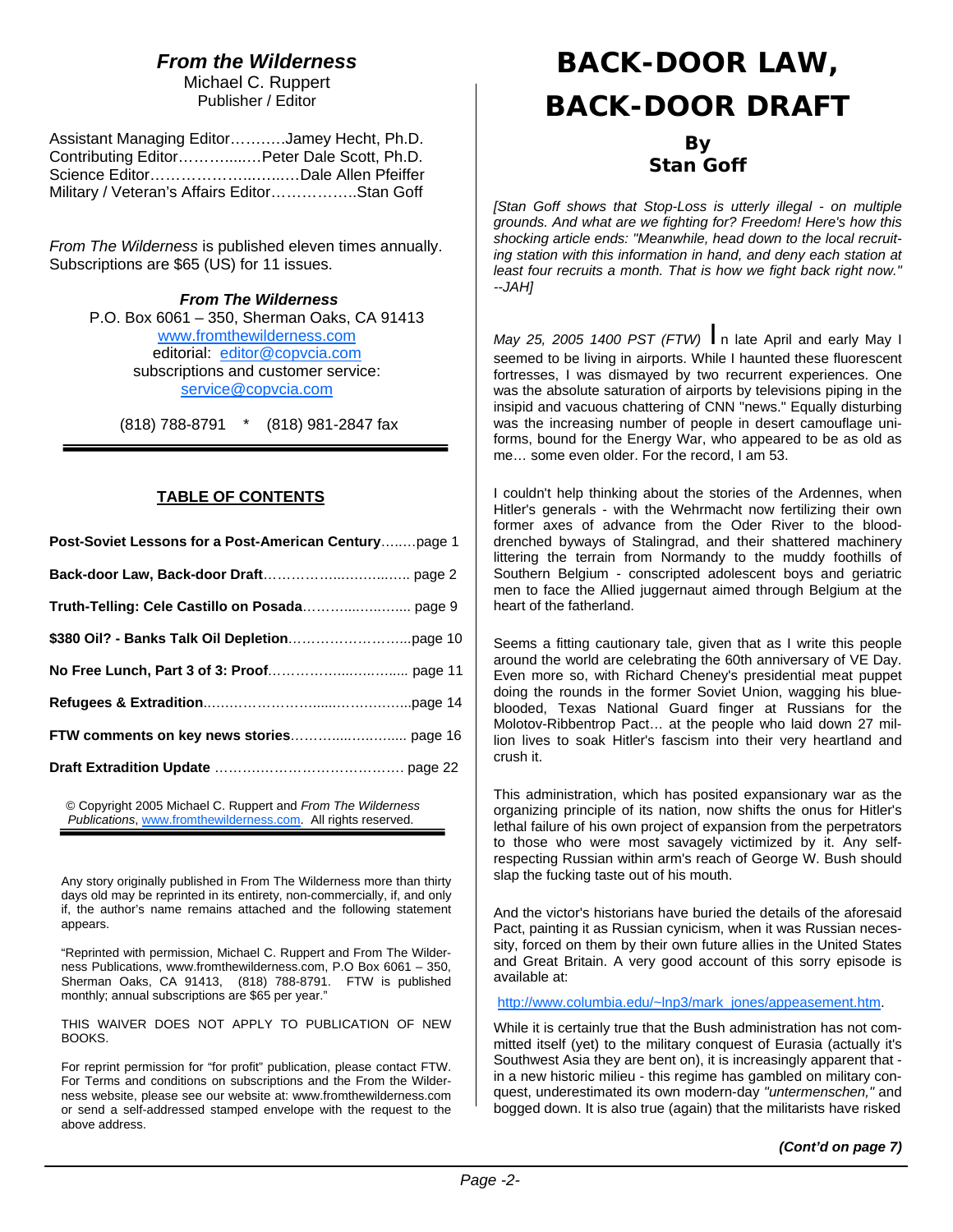## *From the Wilderness*

Michael C. Ruppert
Publisher / Editor

Assistant Managing Editor………..Jamey Hecht, Ph.D.
Contributing Editor…………..….Peter Dale Scott, Ph.D.
Science Editor…………………..…..….Dale Allen Pfeiffer
Military / Veteran's Affairs Editor……………..Stan Goff

*From The Wilderness* is published eleven times annually. Subscriptions are $65 (US) for 11 issues.

***From The Wilderness***
P.O. Box 6061 – 350, Sherman Oaks, CA 91413
www.fromthewilderness.com
editorial: editor@copvcia.com
subscriptions and customer service:
service@copvcia.com

(818) 788-8791 * (818) 981-2847 fax

### TABLE OF CONTENTS

**Post-Soviet Lessons for a Post-American Century**……..page 1

**Back-door Law, Back-door Draft**……………..………..….. page 2

**Truth-Telling: Cele Castillo on Posada**………..……….... page 9

**$380 Oil? - Banks Talk Oil Depletion**……………………...page 10

**No Free Lunch, Part 3 of 3: Proof**……………...……...... page 11

**Refugees & Extradition**..………………….....……………...page 14

**FTW comments on key news stories**………...……...... page 16

**Draft Extradition Update** …………………………………. page 22

© Copyright 2005 Michael C. Ruppert and *From The Wilderness Publications*, www.fromthewilderness.com. All rights reserved.

Any story originally published in From The Wilderness more than thirty days old may be reprinted in its entirety, non-commercially, if, and only if, the author's name remains attached and the following statement appears.

"Reprinted with permission, Michael C. Ruppert and From The Wilderness Publications, www.fromthewilderness.com, P.O Box 6061 – 350, Sherman Oaks, CA 91413, (818) 788-8791. FTW is published monthly; annual subscriptions are $65 per year."

THIS WAIVER DOES NOT APPLY TO PUBLICATION OF NEW BOOKS.

For reprint permission for "for profit" publication, please contact FTW. For Terms and conditions on subscriptions and the From the Wilderness website, please see our website at: www.fromthewilderness.com or send a self-addressed stamped envelope with the request to the above address.

# BACK-DOOR LAW, BACK-DOOR DRAFT

**By Stan Goff**

*[Stan Goff shows that Stop-Loss is utterly illegal - on multiple grounds. And what are we fighting for? Freedom! Here's how this shocking article ends: "Meanwhile, head down to the local recruiting station with this information in hand, and deny each station at least four recruits a month. That is how we fight back right now." --JAH]*

*May 25, 2005 1400 PST (FTW)* In late April and early May I seemed to be living in airports. While I haunted these fluorescent fortresses, I was dismayed by two recurrent experiences. One was the absolute saturation of airports by televisions piping in the insipid and vacuous chattering of CNN "news." Equally disturbing was the increasing number of people in desert camouflage uniforms, bound for the Energy War, who appeared to be as old as me… some even older. For the record, I am 53.

I couldn't help thinking about the stories of the Ardennes, when Hitler's generals - with the Wehrmacht now fertilizing their own former axes of advance from the Oder River to the blood-drenched byways of Stalingrad, and their shattered machinery littering the terrain from Normandy to the muddy foothills of Southern Belgium - conscripted adolescent boys and geriatric men to face the Allied juggernaut aimed through Belgium at the heart of the fatherland.

Seems a fitting cautionary tale, given that as I write this people around the world are celebrating the 60th anniversary of VE Day. Even more so, with Richard Cheney's presidential meat puppet doing the rounds in the former Soviet Union, wagging his blue-blooded, Texas National Guard finger at Russians for the Molotov-Ribbentrop Pact… at the people who laid down 27 million lives to soak Hitler's fascism into their very heartland and crush it.

This administration, which has posited expansionary war as the organizing principle of its nation, now shifts the onus for Hitler's lethal failure of his own project of expansion from the perpetrators to those who were most savagely victimized by it. Any self-respecting Russian within arm's reach of George W. Bush should slap the fucking taste out of his mouth.

And the victor's historians have buried the details of the aforesaid Pact, painting it as Russian cynicism, when it was Russian necessity, forced on them by their own future allies in the United States and Great Britain. A very good account of this sorry episode is available at:

http://www.columbia.edu/~lnp3/mark_jones/appeasement.htm.

While it is certainly true that the Bush administration has not committed itself (yet) to the military conquest of Eurasia (actually it's Southwest Asia they are bent on), it is increasingly apparent that - in a new historic milieu - this regime has gambled on military conquest, underestimated its own modern-day *"untermenschen,"* and bogged down. It is also true (again) that the militarists have risked

***(Cont'd on page 7)***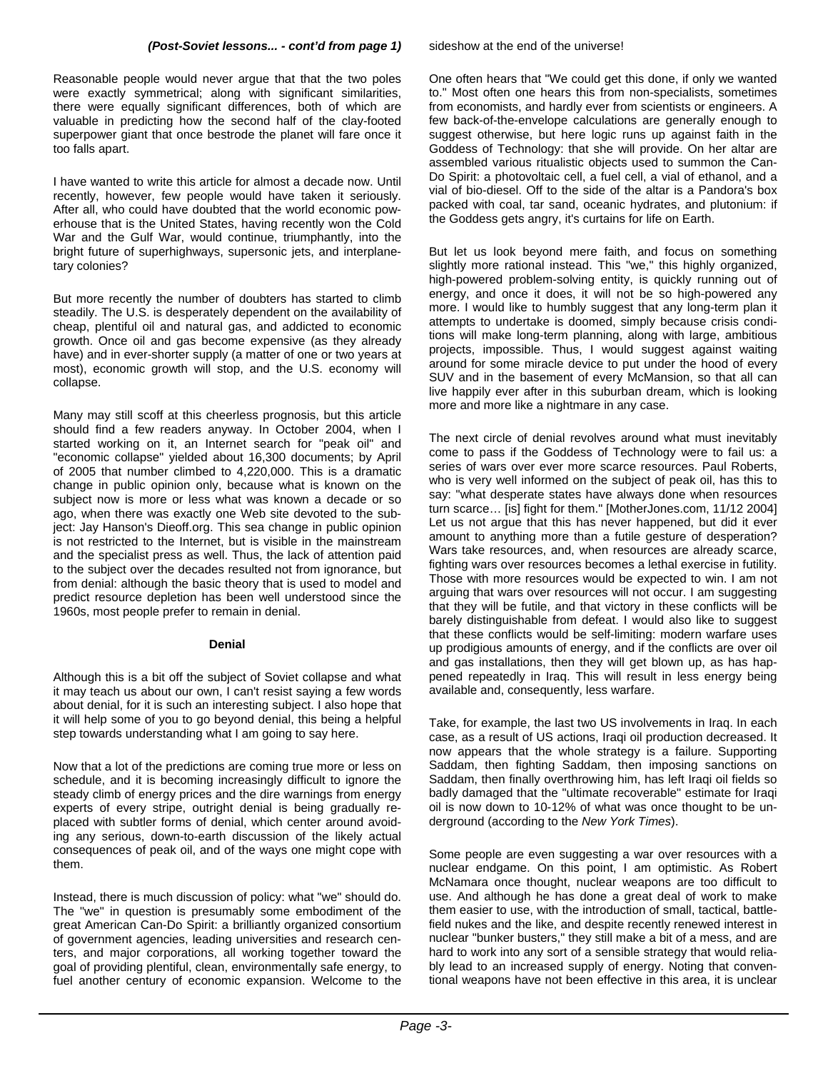*(Post-Soviet lessons... - cont'd from page 1)*

Reasonable people would never argue that that the two poles were exactly symmetrical; along with significant similarities, there were equally significant differences, both of which are valuable in predicting how the second half of the clay-footed superpower giant that once bestrode the planet will fare once it too falls apart.

I have wanted to write this article for almost a decade now. Until recently, however, few people would have taken it seriously. After all, who could have doubted that the world economic powerhouse that is the United States, having recently won the Cold War and the Gulf War, would continue, triumphantly, into the bright future of superhighways, supersonic jets, and interplanetary colonies?

But more recently the number of doubters has started to climb steadily. The U.S. is desperately dependent on the availability of cheap, plentiful oil and natural gas, and addicted to economic growth. Once oil and gas become expensive (as they already have) and in ever-shorter supply (a matter of one or two years at most), economic growth will stop, and the U.S. economy will collapse.

Many may still scoff at this cheerless prognosis, but this article should find a few readers anyway. In October 2004, when I started working on it, an Internet search for "peak oil" and "economic collapse" yielded about 16,300 documents; by April of 2005 that number climbed to 4,220,000. This is a dramatic change in public opinion only, because what is known on the subject now is more or less what was known a decade or so ago, when there was exactly one Web site devoted to the subject: Jay Hanson's Dieoff.org. This sea change in public opinion is not restricted to the Internet, but is visible in the mainstream and the specialist press as well. Thus, the lack of attention paid to the subject over the decades resulted not from ignorance, but from denial: although the basic theory that is used to model and predict resource depletion has been well understood since the 1960s, most people prefer to remain in denial.

### Denial

Although this is a bit off the subject of Soviet collapse and what it may teach us about our own, I can't resist saying a few words about denial, for it is such an interesting subject. I also hope that it will help some of you to go beyond denial, this being a helpful step towards understanding what I am going to say here.

Now that a lot of the predictions are coming true more or less on schedule, and it is becoming increasingly difficult to ignore the steady climb of energy prices and the dire warnings from energy experts of every stripe, outright denial is being gradually replaced with subtler forms of denial, which center around avoiding any serious, down-to-earth discussion of the likely actual consequences of peak oil, and of the ways one might cope with them.

Instead, there is much discussion of policy: what "we" should do. The "we" in question is presumably some embodiment of the great American Can-Do Spirit: a brilliantly organized consortium of government agencies, leading universities and research centers, and major corporations, all working together toward the goal of providing plentiful, clean, environmentally safe energy, to fuel another century of economic expansion. Welcome to the sideshow at the end of the universe!

One often hears that "We could get this done, if only we wanted to." Most often one hears this from non-specialists, sometimes from economists, and hardly ever from scientists or engineers. A few back-of-the-envelope calculations are generally enough to suggest otherwise, but here logic runs up against faith in the Goddess of Technology: that she will provide. On her altar are assembled various ritualistic objects used to summon the Can-Do Spirit: a photovoltaic cell, a fuel cell, a vial of ethanol, and a vial of bio-diesel. Off to the side of the altar is a Pandora's box packed with coal, tar sand, oceanic hydrates, and plutonium: if the Goddess gets angry, it's curtains for life on Earth.

But let us look beyond mere faith, and focus on something slightly more rational instead. This "we," this highly organized, high-powered problem-solving entity, is quickly running out of energy, and once it does, it will not be so high-powered any more. I would like to humbly suggest that any long-term plan it attempts to undertake is doomed, simply because crisis conditions will make long-term planning, along with large, ambitious projects, impossible. Thus, I would suggest against waiting around for some miracle device to put under the hood of every SUV and in the basement of every McMansion, so that all can live happily ever after in this suburban dream, which is looking more and more like a nightmare in any case.

The next circle of denial revolves around what must inevitably come to pass if the Goddess of Technology were to fail us: a series of wars over ever more scarce resources. Paul Roberts, who is very well informed on the subject of peak oil, has this to say: "what desperate states have always done when resources turn scarce… [is] fight for them." [MotherJones.com, 11/12 2004] Let us not argue that this has never happened, but did it ever amount to anything more than a futile gesture of desperation? Wars take resources, and, when resources are already scarce, fighting wars over resources becomes a lethal exercise in futility. Those with more resources would be expected to win. I am not arguing that wars over resources will not occur. I am suggesting that they will be futile, and that victory in these conflicts will be barely distinguishable from defeat. I would also like to suggest that these conflicts would be self-limiting: modern warfare uses up prodigious amounts of energy, and if the conflicts are over oil and gas installations, then they will get blown up, as has happened repeatedly in Iraq. This will result in less energy being available and, consequently, less warfare.

Take, for example, the last two US involvements in Iraq. In each case, as a result of US actions, Iraqi oil production decreased. It now appears that the whole strategy is a failure. Supporting Saddam, then fighting Saddam, then imposing sanctions on Saddam, then finally overthrowing him, has left Iraqi oil fields so badly damaged that the "ultimate recoverable" estimate for Iraqi oil is now down to 10-12% of what was once thought to be underground (according to the *New York Times*).

Some people are even suggesting a war over resources with a nuclear endgame. On this point, I am optimistic. As Robert McNamara once thought, nuclear weapons are too difficult to use. And although he has done a great deal of work to make them easier to use, with the introduction of small, tactical, battlefield nukes and the like, and despite recently renewed interest in nuclear "bunker busters," they still make a bit of a mess, and are hard to work into any sort of a sensible strategy that would reliably lead to an increased supply of energy. Noting that conventional weapons have not been effective in this area, it is unclear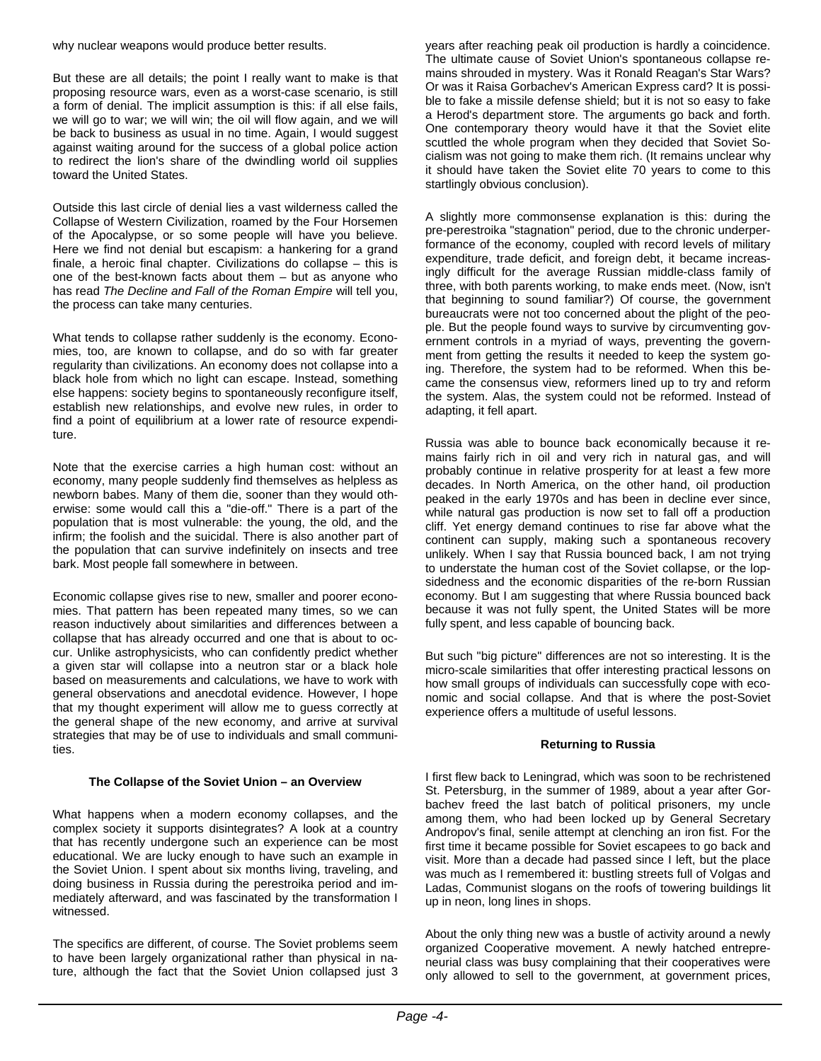why nuclear weapons would produce better results.

But these are all details; the point I really want to make is that proposing resource wars, even as a worst-case scenario, is still a form of denial. The implicit assumption is this: if all else fails, we will go to war; we will win; the oil will flow again, and we will be back to business as usual in no time. Again, I would suggest against waiting around for the success of a global police action to redirect the lion's share of the dwindling world oil supplies toward the United States.

Outside this last circle of denial lies a vast wilderness called the Collapse of Western Civilization, roamed by the Four Horsemen of the Apocalypse, or so some people will have you believe. Here we find not denial but escapism: a hankering for a grand finale, a heroic final chapter. Civilizations do collapse – this is one of the best-known facts about them – but as anyone who has read *The Decline and Fall of the Roman Empire* will tell you, the process can take many centuries.

What tends to collapse rather suddenly is the economy. Economies, too, are known to collapse, and do so with far greater regularity than civilizations. An economy does not collapse into a black hole from which no light can escape. Instead, something else happens: society begins to spontaneously reconfigure itself, establish new relationships, and evolve new rules, in order to find a point of equilibrium at a lower rate of resource expenditure.

Note that the exercise carries a high human cost: without an economy, many people suddenly find themselves as helpless as newborn babes. Many of them die, sooner than they would otherwise: some would call this a "die-off." There is a part of the population that is most vulnerable: the young, the old, and the infirm; the foolish and the suicidal. There is also another part of the population that can survive indefinitely on insects and tree bark. Most people fall somewhere in between.

Economic collapse gives rise to new, smaller and poorer economies. That pattern has been repeated many times, so we can reason inductively about similarities and differences between a collapse that has already occurred and one that is about to occur. Unlike astrophysicists, who can confidently predict whether a given star will collapse into a neutron star or a black hole based on measurements and calculations, we have to work with general observations and anecdotal evidence. However, I hope that my thought experiment will allow me to guess correctly at the general shape of the new economy, and arrive at survival strategies that may be of use to individuals and small communities.

**The Collapse of the Soviet Union – an Overview**

What happens when a modern economy collapses, and the complex society it supports disintegrates? A look at a country that has recently undergone such an experience can be most educational. We are lucky enough to have such an example in the Soviet Union. I spent about six months living, traveling, and doing business in Russia during the perestroika period and immediately afterward, and was fascinated by the transformation I witnessed.

The specifics are different, of course. The Soviet problems seem to have been largely organizational rather than physical in nature, although the fact that the Soviet Union collapsed just 3 years after reaching peak oil production is hardly a coincidence. The ultimate cause of Soviet Union's spontaneous collapse remains shrouded in mystery. Was it Ronald Reagan's Star Wars? Or was it Raisa Gorbachev's American Express card? It is possible to fake a missile defense shield; but it is not so easy to fake a Herod's department store. The arguments go back and forth. One contemporary theory would have it that the Soviet elite scuttled the whole program when they decided that Soviet Socialism was not going to make them rich. (It remains unclear why it should have taken the Soviet elite 70 years to come to this startlingly obvious conclusion).

A slightly more commonsense explanation is this: during the pre-perestroika "stagnation" period, due to the chronic underperformance of the economy, coupled with record levels of military expenditure, trade deficit, and foreign debt, it became increasingly difficult for the average Russian middle-class family of three, with both parents working, to make ends meet. (Now, isn't that beginning to sound familiar?) Of course, the government bureaucrats were not too concerned about the plight of the people. But the people found ways to survive by circumventing government controls in a myriad of ways, preventing the government from getting the results it needed to keep the system going. Therefore, the system had to be reformed. When this became the consensus view, reformers lined up to try and reform the system. Alas, the system could not be reformed. Instead of adapting, it fell apart.

Russia was able to bounce back economically because it remains fairly rich in oil and very rich in natural gas, and will probably continue in relative prosperity for at least a few more decades. In North America, on the other hand, oil production peaked in the early 1970s and has been in decline ever since, while natural gas production is now set to fall off a production cliff. Yet energy demand continues to rise far above what the continent can supply, making such a spontaneous recovery unlikely. When I say that Russia bounced back, I am not trying to understate the human cost of the Soviet collapse, or the lopsidedness and the economic disparities of the re-born Russian economy. But I am suggesting that where Russia bounced back because it was not fully spent, the United States will be more fully spent, and less capable of bouncing back.

But such "big picture" differences are not so interesting. It is the micro-scale similarities that offer interesting practical lessons on how small groups of individuals can successfully cope with economic and social collapse. And that is where the post-Soviet experience offers a multitude of useful lessons.

**Returning to Russia**

I first flew back to Leningrad, which was soon to be rechristened St. Petersburg, in the summer of 1989, about a year after Gorbachev freed the last batch of political prisoners, my uncle among them, who had been locked up by General Secretary Andropov's final, senile attempt at clenching an iron fist. For the first time it became possible for Soviet escapees to go back and visit. More than a decade had passed since I left, but the place was much as I remembered it: bustling streets full of Volgas and Ladas, Communist slogans on the roofs of towering buildings lit up in neon, long lines in shops.

About the only thing new was a bustle of activity around a newly organized Cooperative movement. A newly hatched entrepreneurial class was busy complaining that their cooperatives were only allowed to sell to the government, at government prices,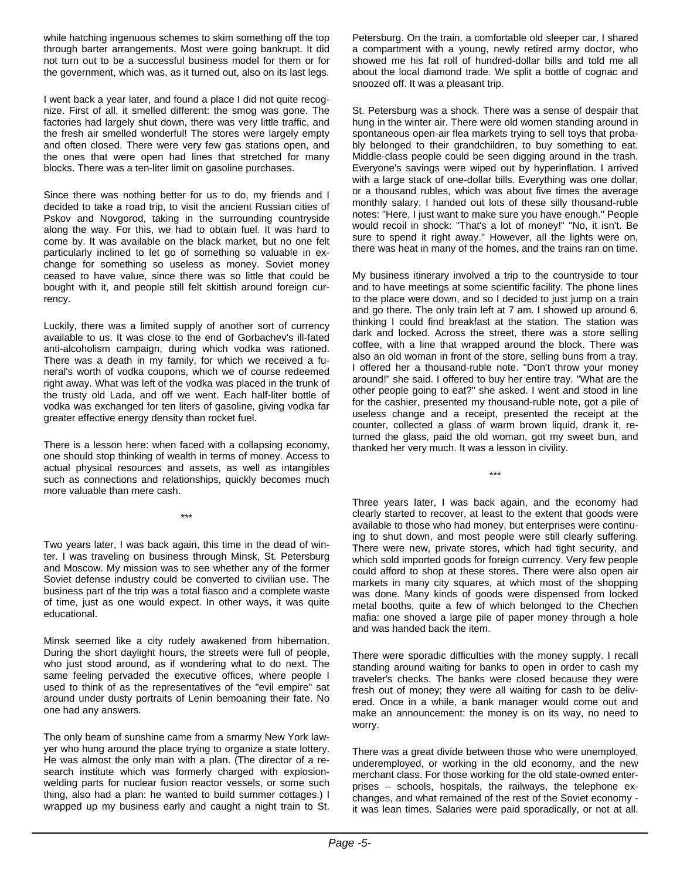while hatching ingenuous schemes to skim something off the top through barter arrangements. Most were going bankrupt. It did not turn out to be a successful business model for them or for the government, which was, as it turned out, also on its last legs.

I went back a year later, and found a place I did not quite recognize. First of all, it smelled different: the smog was gone. The factories had largely shut down, there was very little traffic, and the fresh air smelled wonderful! The stores were largely empty and often closed. There were very few gas stations open, and the ones that were open had lines that stretched for many blocks. There was a ten-liter limit on gasoline purchases.

Since there was nothing better for us to do, my friends and I decided to take a road trip, to visit the ancient Russian cities of Pskov and Novgorod, taking in the surrounding countryside along the way. For this, we had to obtain fuel. It was hard to come by. It was available on the black market, but no one felt particularly inclined to let go of something so valuable in exchange for something so useless as money. Soviet money ceased to have value, since there was so little that could be bought with it, and people still felt skittish around foreign currency.

Luckily, there was a limited supply of another sort of currency available to us. It was close to the end of Gorbachev's ill-fated anti-alcoholism campaign, during which vodka was rationed. There was a death in my family, for which we received a funeral's worth of vodka coupons, which we of course redeemed right away. What was left of the vodka was placed in the trunk of the trusty old Lada, and off we went. Each half-liter bottle of vodka was exchanged for ten liters of gasoline, giving vodka far greater effective energy density than rocket fuel.

There is a lesson here: when faced with a collapsing economy, one should stop thinking of wealth in terms of money. Access to actual physical resources and assets, as well as intangibles such as connections and relationships, quickly becomes much more valuable than mere cash.

\*\*\*

Two years later, I was back again, this time in the dead of winter. I was traveling on business through Minsk, St. Petersburg and Moscow. My mission was to see whether any of the former Soviet defense industry could be converted to civilian use. The business part of the trip was a total fiasco and a complete waste of time, just as one would expect. In other ways, it was quite educational.

Minsk seemed like a city rudely awakened from hibernation. During the short daylight hours, the streets were full of people, who just stood around, as if wondering what to do next. The same feeling pervaded the executive offices, where people I used to think of as the representatives of the "evil empire" sat around under dusty portraits of Lenin bemoaning their fate. No one had any answers.

The only beam of sunshine came from a smarmy New York lawyer who hung around the place trying to organize a state lottery. He was almost the only man with a plan. (The director of a research institute which was formerly charged with explosion-welding parts for nuclear fusion reactor vessels, or some such thing, also had a plan: he wanted to build summer cottages.) I wrapped up my business early and caught a night train to St. Petersburg. On the train, a comfortable old sleeper car, I shared a compartment with a young, newly retired army doctor, who showed me his fat roll of hundred-dollar bills and told me all about the local diamond trade. We split a bottle of cognac and snoozed off. It was a pleasant trip.

St. Petersburg was a shock. There was a sense of despair that hung in the winter air. There were old women standing around in spontaneous open-air flea markets trying to sell toys that probably belonged to their grandchildren, to buy something to eat. Middle-class people could be seen digging around in the trash. Everyone's savings were wiped out by hyperinflation. I arrived with a large stack of one-dollar bills. Everything was one dollar, or a thousand rubles, which was about five times the average monthly salary. I handed out lots of these silly thousand-ruble notes: "Here, I just want to make sure you have enough." People would recoil in shock: "That's a lot of money!" "No, it isn't. Be sure to spend it right away." However, all the lights were on, there was heat in many of the homes, and the trains ran on time.

My business itinerary involved a trip to the countryside to tour and to have meetings at some scientific facility. The phone lines to the place were down, and so I decided to just jump on a train and go there. The only train left at 7 am. I showed up around 6, thinking I could find breakfast at the station. The station was dark and locked. Across the street, there was a store selling coffee, with a line that wrapped around the block. There was also an old woman in front of the store, selling buns from a tray. I offered her a thousand-ruble note. "Don't throw your money around!" she said. I offered to buy her entire tray. "What are the other people going to eat?" she asked. I went and stood in line for the cashier, presented my thousand-ruble note, got a pile of useless change and a receipt, presented the receipt at the counter, collected a glass of warm brown liquid, drank it, returned the glass, paid the old woman, got my sweet bun, and thanked her very much. It was a lesson in civility.

\*\*\*

Three years later, I was back again, and the economy had clearly started to recover, at least to the extent that goods were available to those who had money, but enterprises were continuing to shut down, and most people were still clearly suffering. There were new, private stores, which had tight security, and which sold imported goods for foreign currency. Very few people could afford to shop at these stores. There were also open air markets in many city squares, at which most of the shopping was done. Many kinds of goods were dispensed from locked metal booths, quite a few of which belonged to the Chechen mafia: one shoved a large pile of paper money through a hole and was handed back the item.

There were sporadic difficulties with the money supply. I recall standing around waiting for banks to open in order to cash my traveler's checks. The banks were closed because they were fresh out of money; they were all waiting for cash to be delivered. Once in a while, a bank manager would come out and make an announcement: the money is on its way, no need to worry.

There was a great divide between those who were unemployed, underemployed, or working in the old economy, and the new merchant class. For those working for the old state-owned enterprises – schools, hospitals, the railways, the telephone exchanges, and what remained of the rest of the Soviet economy - it was lean times. Salaries were paid sporadically, or not at all.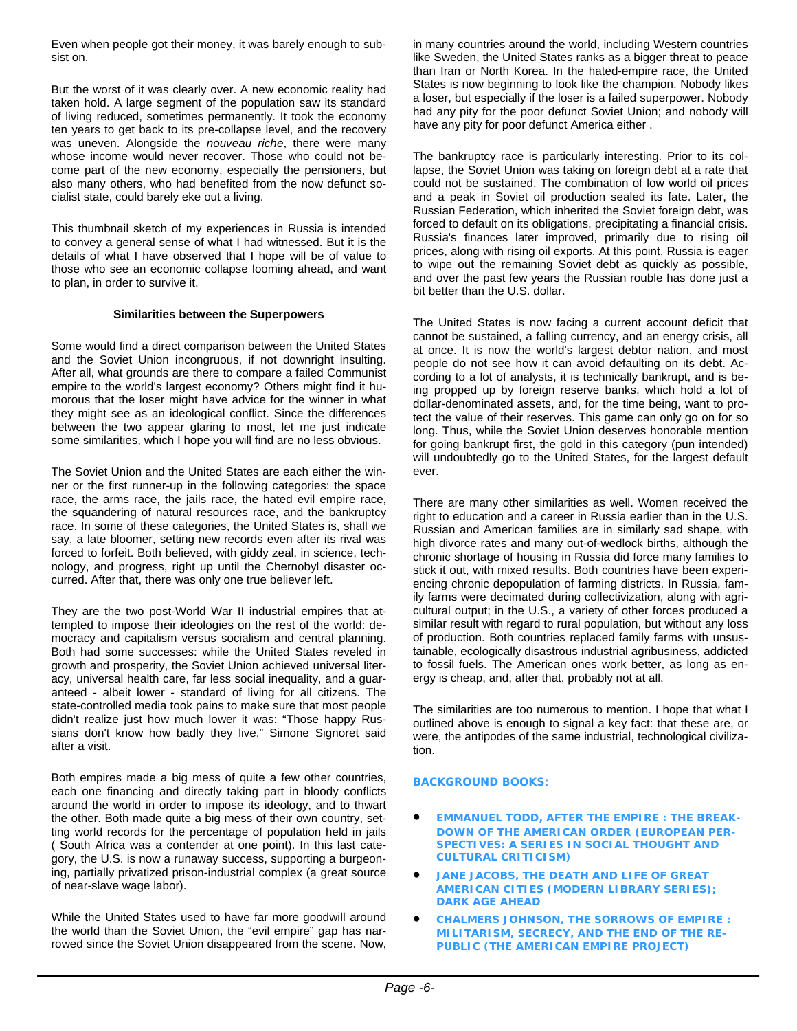Even when people got their money, it was barely enough to subsist on.

But the worst of it was clearly over. A new economic reality had taken hold. A large segment of the population saw its standard of living reduced, sometimes permanently. It took the economy ten years to get back to its pre-collapse level, and the recovery was uneven. Alongside the *nouveau riche*, there were many whose income would never recover. Those who could not become part of the new economy, especially the pensioners, but also many others, who had benefited from the now defunct socialist state, could barely eke out a living.

This thumbnail sketch of my experiences in Russia is intended to convey a general sense of what I had witnessed. But it is the details of what I have observed that I hope will be of value to those who see an economic collapse looming ahead, and want to plan, in order to survive it.

### Similarities between the Superpowers

Some would find a direct comparison between the United States and the Soviet Union incongruous, if not downright insulting. After all, what grounds are there to compare a failed Communist empire to the world's largest economy? Others might find it humorous that the loser might have advice for the winner in what they might see as an ideological conflict. Since the differences between the two appear glaring to most, let me just indicate some similarities, which I hope you will find are no less obvious.

The Soviet Union and the United States are each either the winner or the first runner-up in the following categories: the space race, the arms race, the jails race, the hated evil empire race, the squandering of natural resources race, and the bankruptcy race. In some of these categories, the United States is, shall we say, a late bloomer, setting new records even after its rival was forced to forfeit. Both believed, with giddy zeal, in science, technology, and progress, right up until the Chernobyl disaster occurred. After that, there was only one true believer left.

They are the two post-World War II industrial empires that attempted to impose their ideologies on the rest of the world: democracy and capitalism versus socialism and central planning. Both had some successes: while the United States reveled in growth and prosperity, the Soviet Union achieved universal literacy, universal health care, far less social inequality, and a guaranteed - albeit lower - standard of living for all citizens. The state-controlled media took pains to make sure that most people didn't realize just how much lower it was: “Those happy Russians don't know how badly they live,” Simone Signoret said after a visit.

Both empires made a big mess of quite a few other countries, each one financing and directly taking part in bloody conflicts around the world in order to impose its ideology, and to thwart the other. Both made quite a big mess of their own country, setting world records for the percentage of population held in jails ( South Africa was a contender at one point). In this last category, the U.S. is now a runaway success, supporting a burgeoning, partially privatized prison-industrial complex (a great source of near-slave wage labor).

While the United States used to have far more goodwill around the world than the Soviet Union, the “evil empire” gap has narrowed since the Soviet Union disappeared from the scene. Now, in many countries around the world, including Western countries like Sweden, the United States ranks as a bigger threat to peace than Iran or North Korea. In the hated-empire race, the United States is now beginning to look like the champion. Nobody likes a loser, but especially if the loser is a failed superpower. Nobody had any pity for the poor defunct Soviet Union; and nobody will have any pity for poor defunct America either .

The bankruptcy race is particularly interesting. Prior to its collapse, the Soviet Union was taking on foreign debt at a rate that could not be sustained. The combination of low world oil prices and a peak in Soviet oil production sealed its fate. Later, the Russian Federation, which inherited the Soviet foreign debt, was forced to default on its obligations, precipitating a financial crisis. Russia's finances later improved, primarily due to rising oil prices, along with rising oil exports. At this point, Russia is eager to wipe out the remaining Soviet debt as quickly as possible, and over the past few years the Russian rouble has done just a bit better than the U.S. dollar.

The United States is now facing a current account deficit that cannot be sustained, a falling currency, and an energy crisis, all at once. It is now the world's largest debtor nation, and most people do not see how it can avoid defaulting on its debt. According to a lot of analysts, it is technically bankrupt, and is being propped up by foreign reserve banks, which hold a lot of dollar-denominated assets, and, for the time being, want to protect the value of their reserves. This game can only go on for so long. Thus, while the Soviet Union deserves honorable mention for going bankrupt first, the gold in this category (pun intended) will undoubtedly go to the United States, for the largest default ever.

There are many other similarities as well. Women received the right to education and a career in Russia earlier than in the U.S. Russian and American families are in similarly sad shape, with high divorce rates and many out-of-wedlock births, although the chronic shortage of housing in Russia did force many families to stick it out, with mixed results. Both countries have been experiencing chronic depopulation of farming districts. In Russia, family farms were decimated during collectivization, along with agricultural output; in the U.S., a variety of other forces produced a similar result with regard to rural population, but without any loss of production. Both countries replaced family farms with unsustainable, ecologically disastrous industrial agribusiness, addicted to fossil fuels. The American ones work better, as long as energy is cheap, and, after that, probably not at all.

The similarities are too numerous to mention. I hope that what I outlined above is enough to signal a key fact: that these are, or were, the antipodes of the same industrial, technological civilization.

**BACKGROUND BOOKS:**

- **EMMANUEL TODD, AFTER THE EMPIRE : THE BREAKDOWN OF THE AMERICAN ORDER (EUROPEAN PERSPECTIVES: A SERIES IN SOCIAL THOUGHT AND CULTURAL CRITICISM)**
- **JANE JACOBS, THE DEATH AND LIFE OF GREAT AMERICAN CITIES (MODERN LIBRARY SERIES); DARK AGE AHEAD**
- **CHALMERS JOHNSON, THE SORROWS OF EMPIRE : MILITARISM, SECRECY, AND THE END OF THE REPUBLIC (THE AMERICAN EMPIRE PROJECT)**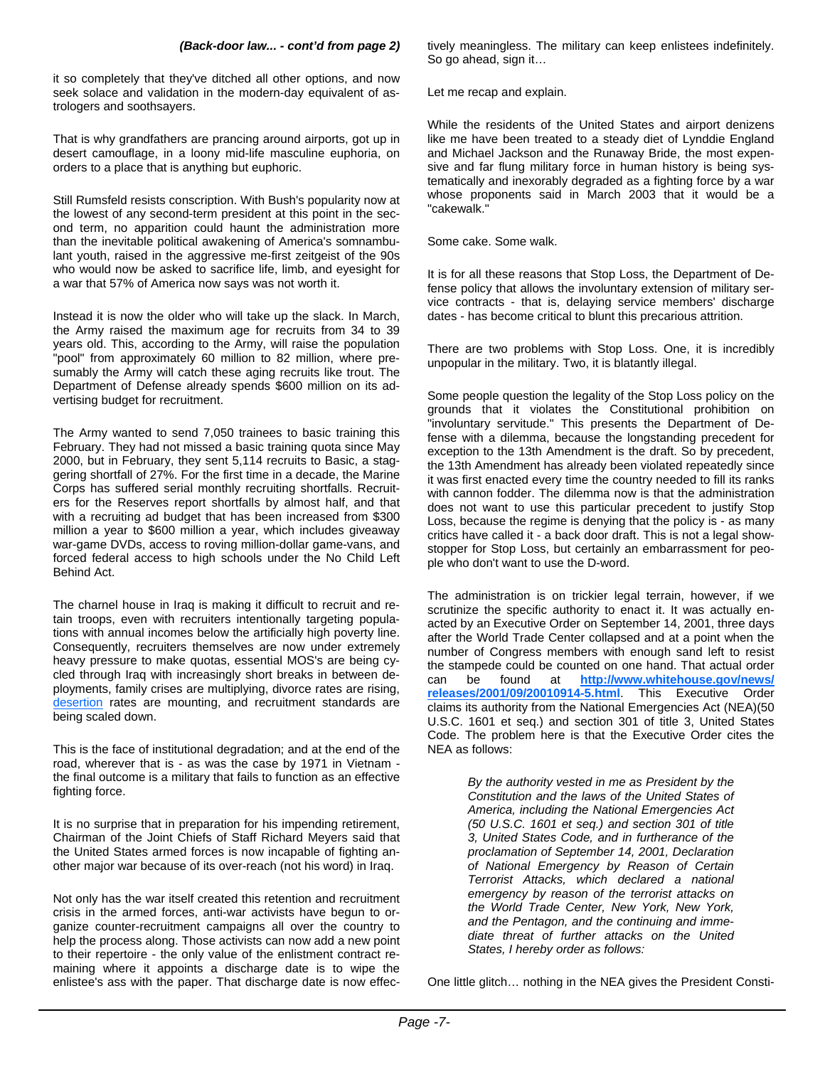***(Back-door law... - cont'd from page 2)***

it so completely that they've ditched all other options, and now seek solace and validation in the modern-day equivalent of astrologers and soothsayers.

That is why grandfathers are prancing around airports, got up in desert camouflage, in a loony mid-life masculine euphoria, on orders to a place that is anything but euphoric.

Still Rumsfeld resists conscription. With Bush's popularity now at the lowest of any second-term president at this point in the second term, no apparition could haunt the administration more than the inevitable political awakening of America's somnambulant youth, raised in the aggressive me-first zeitgeist of the 90s who would now be asked to sacrifice life, limb, and eyesight for a war that 57% of America now says was not worth it.

Instead it is now the older who will take up the slack. In March, the Army raised the maximum age for recruits from 34 to 39 years old. This, according to the Army, will raise the population "pool" from approximately 60 million to 82 million, where presumably the Army will catch these aging recruits like trout. The Department of Defense already spends $600 million on its advertising budget for recruitment.

The Army wanted to send 7,050 trainees to basic training this February. They had not missed a basic training quota since May 2000, but in February, they sent 5,114 recruits to Basic, a staggering shortfall of 27%. For the first time in a decade, the Marine Corps has suffered serial monthly recruiting shortfalls. Recruiters for the Reserves report shortfalls by almost half, and that with a recruiting ad budget that has been increased from $300 million a year to $600 million a year, which includes giveaway war-game DVDs, access to roving million-dollar game-vans, and forced federal access to high schools under the No Child Left Behind Act.

The charnel house in Iraq is making it difficult to recruit and retain troops, even with recruiters intentionally targeting populations with annual incomes below the artificially high poverty line. Consequently, recruiters themselves are now under extremely heavy pressure to make quotas, essential MOS's are being cycled through Iraq with increasingly short breaks in between deployments, family crises are multiplying, divorce rates are rising, desertion rates are mounting, and recruitment standards are being scaled down.

This is the face of institutional degradation; and at the end of the road, wherever that is - as was the case by 1971 in Vietnam - the final outcome is a military that fails to function as an effective fighting force.

It is no surprise that in preparation for his impending retirement, Chairman of the Joint Chiefs of Staff Richard Meyers said that the United States armed forces is now incapable of fighting another major war because of its over-reach (not his word) in Iraq.

Not only has the war itself created this retention and recruitment crisis in the armed forces, anti-war activists have begun to organize counter-recruitment campaigns all over the country to help the process along. Those activists can now add a new point to their repertoire - the only value of the enlistment contract remaining where it appoints a discharge date is to wipe the enlistee's ass with the paper. That discharge date is now effectively meaningless. The military can keep enlistees indefinitely. So go ahead, sign it…

Let me recap and explain.

While the residents of the United States and airport denizens like me have been treated to a steady diet of Lynddie England and Michael Jackson and the Runaway Bride, the most expensive and far flung military force in human history is being systematically and inexorably degraded as a fighting force by a war whose proponents said in March 2003 that it would be a "cakewalk."

Some cake. Some walk.

It is for all these reasons that Stop Loss, the Department of Defense policy that allows the involuntary extension of military service contracts - that is, delaying service members' discharge dates - has become critical to blunt this precarious attrition.

There are two problems with Stop Loss. One, it is incredibly unpopular in the military. Two, it is blatantly illegal.

Some people question the legality of the Stop Loss policy on the grounds that it violates the Constitutional prohibition on "involuntary servitude." This presents the Department of Defense with a dilemma, because the longstanding precedent for exception to the 13th Amendment is the draft. So by precedent, the 13th Amendment has already been violated repeatedly since it was first enacted every time the country needed to fill its ranks with cannon fodder. The dilemma now is that the administration does not want to use this particular precedent to justify Stop Loss, because the regime is denying that the policy is - as many critics have called it - a back door draft. This is not a legal show-stopper for Stop Loss, but certainly an embarrassment for people who don't want to use the D-word.

The administration is on trickier legal terrain, however, if we scrutinize the specific authority to enact it. It was actually enacted by an Executive Order on September 14, 2001, three days after the World Trade Center collapsed and at a point when the number of Congress members with enough sand left to resist the stampede could be counted on one hand. That actual order can be found at **http://www.whitehouse.gov/news/releases/2001/09/20010914-5.html**. This Executive Order claims its authority from the National Emergencies Act (NEA)(50 U.S.C. 1601 et seq.) and section 301 of title 3, United States Code. The problem here is that the Executive Order cites the NEA as follows:

> *By the authority vested in me as President by the Constitution and the laws of the United States of America, including the National Emergencies Act (50 U.S.C. 1601 et seq.) and section 301 of title 3, United States Code, and in furtherance of the proclamation of September 14, 2001, Declaration of National Emergency by Reason of Certain Terrorist Attacks, which declared a national emergency by reason of the terrorist attacks on the World Trade Center, New York, New York, and the Pentagon, and the continuing and immediate threat of further attacks on the United States, I hereby order as follows:*

One little glitch… nothing in the NEA gives the President Consti-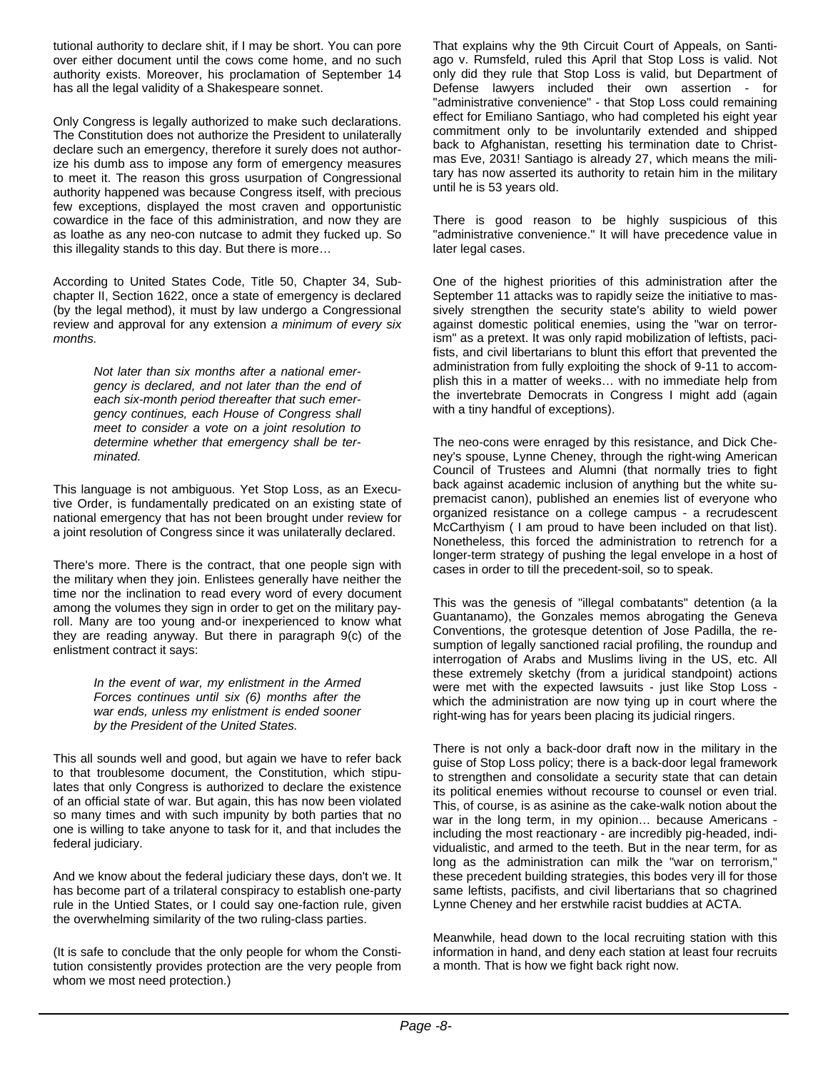tutional authority to declare shit, if I may be short. You can pore over either document until the cows come home, and no such authority exists. Moreover, his proclamation of September 14 has all the legal validity of a Shakespeare sonnet.

Only Congress is legally authorized to make such declarations. The Constitution does not authorize the President to unilaterally declare such an emergency, therefore it surely does not authorize his dumb ass to impose any form of emergency measures to meet it. The reason this gross usurpation of Congressional authority happened was because Congress itself, with precious few exceptions, displayed the most craven and opportunistic cowardice in the face of this administration, and now they are as loathe as any neo-con nutcase to admit they fucked up. So this illegality stands to this day. But there is more…

According to United States Code, Title 50, Chapter 34, Subchapter II, Section 1622, once a state of emergency is declared (by the legal method), it must by law undergo a Congressional review and approval for any extension *a minimum of every six months.*

> *Not later than six months after a national emergency is declared, and not later than the end of each six-month period thereafter that such emergency continues, each House of Congress shall meet to consider a vote on a joint resolution to determine whether that emergency shall be terminated.*

This language is not ambiguous. Yet Stop Loss, as an Executive Order, is fundamentally predicated on an existing state of national emergency that has not been brought under review for a joint resolution of Congress since it was unilaterally declared.

There's more. There is the contract, that one people sign with the military when they join. Enlistees generally have neither the time nor the inclination to read every word of every document among the volumes they sign in order to get on the military payroll. Many are too young and-or inexperienced to know what they are reading anyway. But there in paragraph 9(c) of the enlistment contract it says:

> *In the event of war, my enlistment in the Armed Forces continues until six (6) months after the war ends, unless my enlistment is ended sooner by the President of the United States.*

This all sounds well and good, but again we have to refer back to that troublesome document, the Constitution, which stipulates that only Congress is authorized to declare the existence of an official state of war. But again, this has now been violated so many times and with such impunity by both parties that no one is willing to take anyone to task for it, and that includes the federal judiciary.

And we know about the federal judiciary these days, don't we. It has become part of a trilateral conspiracy to establish one-party rule in the Untied States, or I could say one-faction rule, given the overwhelming similarity of the two ruling-class parties.

(It is safe to conclude that the only people for whom the Constitution consistently provides protection are the very people from whom we most need protection.)

That explains why the 9th Circuit Court of Appeals, on Santiago v. Rumsfeld, ruled this April that Stop Loss is valid. Not only did they rule that Stop Loss is valid, but Department of Defense lawyers included their own assertion - for "administrative convenience" - that Stop Loss could remaining effect for Emiliano Santiago, who had completed his eight year commitment only to be involuntarily extended and shipped back to Afghanistan, resetting his termination date to Christmas Eve, 2031! Santiago is already 27, which means the military has now asserted its authority to retain him in the military until he is 53 years old.

There is good reason to be highly suspicious of this "administrative convenience." It will have precedence value in later legal cases.

One of the highest priorities of this administration after the September 11 attacks was to rapidly seize the initiative to massively strengthen the security state's ability to wield power against domestic political enemies, using the "war on terrorism" as a pretext. It was only rapid mobilization of leftists, pacifists, and civil libertarians to blunt this effort that prevented the administration from fully exploiting the shock of 9-11 to accomplish this in a matter of weeks… with no immediate help from the invertebrate Democrats in Congress I might add (again with a tiny handful of exceptions).

The neo-cons were enraged by this resistance, and Dick Cheney's spouse, Lynne Cheney, through the right-wing American Council of Trustees and Alumni (that normally tries to fight back against academic inclusion of anything but the white supremacist canon), published an enemies list of everyone who organized resistance on a college campus - a recrudescent McCarthyism ( I am proud to have been included on that list). Nonetheless, this forced the administration to retrench for a longer-term strategy of pushing the legal envelope in a host of cases in order to till the precedent-soil, so to speak.

This was the genesis of "illegal combatants" detention (a la Guantanamo), the Gonzales memos abrogating the Geneva Conventions, the grotesque detention of Jose Padilla, the resumption of legally sanctioned racial profiling, the roundup and interrogation of Arabs and Muslims living in the US, etc. All these extremely sketchy (from a juridical standpoint) actions were met with the expected lawsuits - just like Stop Loss - which the administration are now tying up in court where the right-wing has for years been placing its judicial ringers.

There is not only a back-door draft now in the military in the guise of Stop Loss policy; there is a back-door legal framework to strengthen and consolidate a security state that can detain its political enemies without recourse to counsel or even trial. This, of course, is as asinine as the cake-walk notion about the war in the long term, in my opinion… because Americans - including the most reactionary - are incredibly pig-headed, individualistic, and armed to the teeth. But in the near term, for as long as the administration can milk the "war on terrorism," these precedent building strategies, this bodes very ill for those same leftists, pacifists, and civil libertarians that so chagrined Lynne Cheney and her erstwhile racist buddies at ACTA.

Meanwhile, head down to the local recruiting station with this information in hand, and deny each station at least four recruits a month. That is how we fight back right now.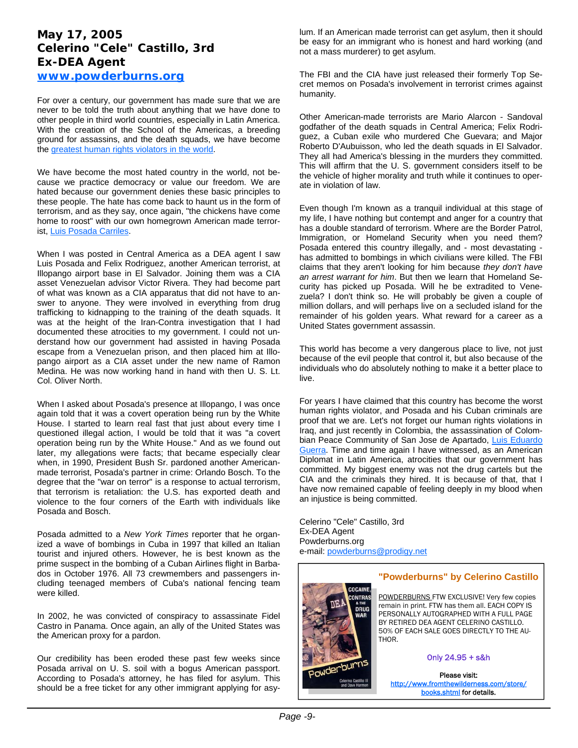## May 17, 2005
## Celerino "Cele" Castillo, 3rd
## Ex-DEA Agent
## [www.powderburns.org](http://www.powderburns.org)

For over a century, our government has made sure that we are never to be told the truth about anything that we have done to other people in third world countries, especially in Latin America. With the creation of the School of the Americas, a breeding ground for assassins, and the death squads, we have become the greatest human rights violators in the world.

We have become the most hated country in the world, not because we practice democracy or value our freedom. We are hated because our government denies these basic principles to these people. The hate has come back to haunt us in the form of terrorism, and as they say, once again, "the chickens have come home to roost" with our own homegrown American made terrorist, Luis Posada Carriles.

When I was posted in Central America as a DEA agent I saw Luis Posada and Felix Rodriguez, another American terrorist, at Illopango airport base in El Salvador. Joining them was a CIA asset Venezuelan advisor Victor Rivera. They had become part of what was known as a CIA apparatus that did not have to answer to anyone. They were involved in everything from drug trafficking to kidnapping to the training of the death squads. It was at the height of the Iran-Contra investigation that I had documented these atrocities to my government. I could not understand how our government had assisted in having Posada escape from a Venezuelan prison, and then placed him at Illopango airport as a CIA asset under the new name of Ramon Medina. He was now working hand in hand with then U. S. Lt. Col. Oliver North.

When I asked about Posada's presence at Illopango, I was once again told that it was a covert operation being run by the White House. I started to learn real fast that just about every time I questioned illegal action, I would be told that it was "a covert operation being run by the White House." And as we found out later, my allegations were facts; that became especially clear when, in 1990, President Bush Sr. pardoned another American-made terrorist, Posada's partner in crime: Orlando Bosch. To the degree that the "war on terror" is a response to actual terrorism, that terrorism is retaliation: the U.S. has exported death and violence to the four corners of the Earth with individuals like Posada and Bosch.

Posada admitted to a *New York Times* reporter that he organized a wave of bombings in Cuba in 1997 that killed an Italian tourist and injured others. However, he is best known as the prime suspect in the bombing of a Cuban Airlines flight in Barbados in October 1976. All 73 crewmembers and passengers including teenaged members of Cuba's national fencing team were killed.

In 2002, he was convicted of conspiracy to assassinate Fidel Castro in Panama. Once again, an ally of the United States was the American proxy for a pardon.

Our credibility has been eroded these past few weeks since Posada arrival on U. S. soil with a bogus American passport. According to Posada's attorney, he has filed for asylum. This should be a free ticket for any other immigrant applying for asylum. If an American made terrorist can get asylum, then it should be easy for an immigrant who is honest and hard working (and not a mass murderer) to get asylum.

The FBI and the CIA have just released their formerly Top Secret memos on Posada's involvement in terrorist crimes against humanity.

Other American-made terrorists are Mario Alarcon - Sandoval godfather of the death squads in Central America; Felix Rodriguez, a Cuban exile who murdered Che Guevara; and Major Roberto D'Aubuisson, who led the death squads in El Salvador. They all had America's blessing in the murders they committed. This will affirm that the U. S. government considers itself to be the vehicle of higher morality and truth while it continues to operate in violation of law.

Even though I'm known as a tranquil individual at this stage of my life, I have nothing but contempt and anger for a country that has a double standard of terrorism. Where are the Border Patrol, Immigration, or Homeland Security when you need them? Posada entered this country illegally, and - most devastating - has admitted to bombings in which civilians were killed. The FBI claims that they aren't looking for him because *they don't have an arrest warrant for him*. But then we learn that Homeland Security has picked up Posada. Will he be extradited to Venezuela? I don't think so. He will probably be given a couple of million dollars, and will perhaps live on a secluded island for the remainder of his golden years. What reward for a career as a United States government assassin.

This world has become a very dangerous place to live, not just because of the evil people that control it, but also because of the individuals who do absolutely nothing to make it a better place to live.

For years I have claimed that this country has become the worst human rights violator, and Posada and his Cuban criminals are proof that we are. Let's not forget our human rights violations in Iraq, and just recently in Colombia, the assassination of Colombian Peace Community of San Jose de Apartado, Luis Eduardo Guerra. Time and time again I have witnessed, as an American Diplomat in Latin America, atrocities that our government has committed. My biggest enemy was not the drug cartels but the CIA and the criminals they hired. It is because of that, that I have now remained capable of feeling deeply in my blood when an injustice is being committed.

Celerino "Cele" Castillo, 3rd
Ex-DEA Agent
Powderburns.org
e-mail: powderburns@prodigy.net

---

**"Powderburns" by Celerino Castillo**

POWDERBURNS FTW EXCLUSIVE! Very few copies remain in print. FTW has them all. EACH COPY IS PERSONALLY AUTOGRAPHED WITH A FULL PAGE BY RETIRED DEA AGENT CELERINO CASTILLO. 50% OF EACH SALE GOES DIRECTLY TO THE AUTHOR.

Only 24.95 + s&h

Please visit: http://www.fromthewilderness.com/store/books.shtml for details.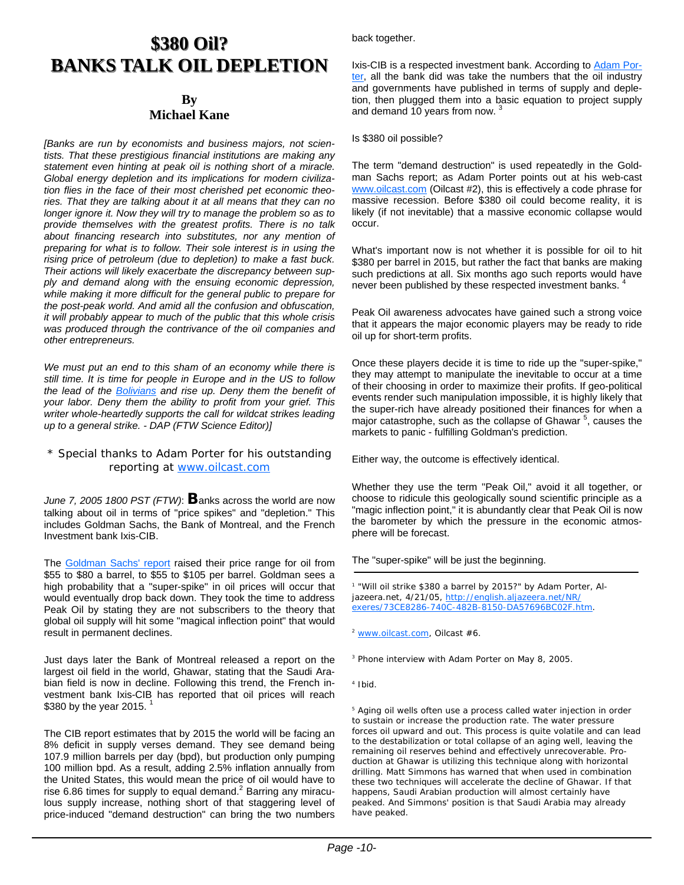# $380 Oil? BANKS TALK OIL DEPLETION

### By Michael Kane

*[Banks are run by economists and business majors, not scientists. That these prestigious financial institutions are making any statement even hinting at peak oil is nothing short of a miracle. Global energy depletion and its implications for modern civilization flies in the face of their most cherished pet economic theories. That they are talking about it at all means that they can no longer ignore it. Now they will try to manage the problem so as to provide themselves with the greatest profits. There is no talk about financing research into substitutes, nor any mention of preparing for what is to follow. Their sole interest is in using the rising price of petroleum (due to depletion) to make a fast buck. Their actions will likely exacerbate the discrepancy between supply and demand along with the ensuing economic depression, while making it more difficult for the general public to prepare for the post-peak world. And amid all the confusion and obfuscation, it will probably appear to much of the public that this whole crisis was produced through the contrivance of the oil companies and other entrepreneurs.*

*We must put an end to this sham of an economy while there is still time. It is time for people in Europe and in the US to follow the lead of the Bolivians and rise up. Deny them the benefit of your labor. Deny them the ability to profit from your grief. This writer whole-heartedly supports the call for wildcat strikes leading up to a general strike. - DAP (FTW Science Editor)]*

\* Special thanks to Adam Porter for his outstanding reporting at www.oilcast.com

*June 7, 2005 1800 PST (FTW)*: **B**anks across the world are now talking about oil in terms of "price spikes" and "depletion." This includes Goldman Sachs, the Bank of Montreal, and the French Investment bank Ixis-CIB.

The Goldman Sachs' report raised their price range for oil from $55 to $80 a barrel, to $55 to $105 per barrel. Goldman sees a high probability that a "super-spike" in oil prices will occur that would eventually drop back down. They took the time to address Peak Oil by stating they are not subscribers to the theory that global oil supply will hit some "magical inflection point" that would result in permanent declines.

Just days later the Bank of Montreal released a report on the largest oil field in the world, Ghawar, stating that the Saudi Arabian field is now in decline. Following this trend, the French investment bank Ixis-CIB has reported that oil prices will reach $380 by the year 2015.[1]

The CIB report estimates that by 2015 the world will be facing an 8% deficit in supply verses demand. They see demand being 107.9 million barrels per day (bpd), but production only pumping 100 million bpd. As a result, adding 2.5% inflation annually from the United States, this would mean the price of oil would have to rise 6.86 times for supply to equal demand.[2] Barring any miraculous supply increase, nothing short of that staggering level of price-induced "demand destruction" can bring the two numbers back together.

Ixis-CIB is a respected investment bank. According to Adam Porter, all the bank did was take the numbers that the oil industry and governments have published in terms of supply and depletion, then plugged them into a basic equation to project supply and demand 10 years from now.[3]

Is $380 oil possible?

The term "demand destruction" is used repeatedly in the Goldman Sachs report; as Adam Porter points out at his web-cast www.oilcast.com (Oilcast #2), this is effectively a code phrase for massive recession. Before $380 oil could become reality, it is likely (if not inevitable) that a massive economic collapse would occur.

What's important now is not whether it is possible for oil to hit $380 per barrel in 2015, but rather the fact that banks are making such predictions at all. Six months ago such reports would have never been published by these respected investment banks.[4]

Peak Oil awareness advocates have gained such a strong voice that it appears the major economic players may be ready to ride oil up for short-term profits.

Once these players decide it is time to ride up the "super-spike," they may attempt to manipulate the inevitable to occur at a time of their choosing in order to maximize their profits. If geo-political events render such manipulation impossible, it is highly likely that the super-rich have already positioned their finances for when a major catastrophe, such as the collapse of Ghawar[5], causes the markets to panic - fulfilling Goldman's prediction.

Either way, the outcome is effectively identical.

Whether they use the term "Peak Oil," avoid it all together, or choose to ridicule this geologically sound scientific principle as a "magic inflection point," it is abundantly clear that Peak Oil is now the barometer by which the pressure in the economic atmosphere will be forecast.

The "super-spike" will be just the beginning.

---

[1] "Will oil strike $380 a barrel by 2015?" by Adam Porter, Aljazeera.net, 4/21/05, http://english.aljazeera.net/NR/exeres/73CE8286-740C-482B-8150-DA57696BC02F.htm.

[2] www.oilcast.com, Oilcast #6.

[3] Phone interview with Adam Porter on May 8, 2005.

[4] Ibid.

[5] Aging oil wells often use a process called water injection in order to sustain or increase the production rate. The water pressure forces oil upward and out. This process is quite volatile and can lead to the destabilization or total collapse of an aging well, leaving the remaining oil reserves behind and effectively unrecoverable. Production at Ghawar is utilizing this technique along with horizontal drilling. Matt Simmons has warned that when used in combination these two techniques will accelerate the decline of Ghawar. If that happens, Saudi Arabian production will almost certainly have peaked. And Simmons' position is that Saudi Arabia may already have peaked.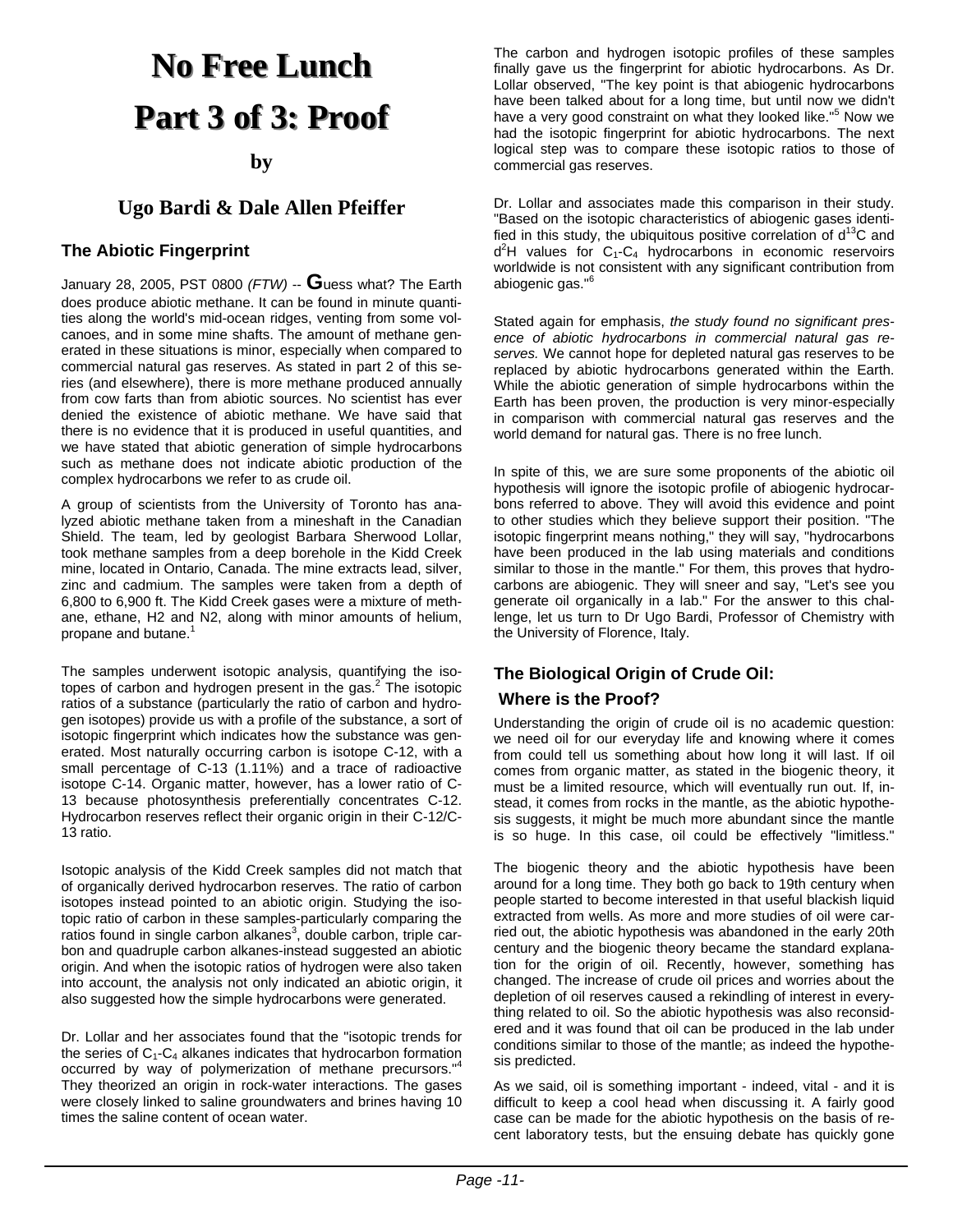# No Free Lunch

# Part 3 of 3: Proof

**by**

## Ugo Bardi & Dale Allen Pfeiffer

### The Abiotic Fingerprint

January 28, 2005, PST 0800 *(FTW)* -- **G**uess what? The Earth does produce abiotic methane. It can be found in minute quantities along the world's mid-ocean ridges, venting from some volcanoes, and in some mine shafts. The amount of methane generated in these situations is minor, especially when compared to commercial natural gas reserves. As stated in part 2 of this series (and elsewhere), there is more methane produced annually from cow farts than from abiotic sources. No scientist has ever denied the existence of abiotic methane. We have said that there is no evidence that it is produced in useful quantities, and we have stated that abiotic generation of simple hydrocarbons such as methane does not indicate abiotic production of the complex hydrocarbons we refer to as crude oil.

A group of scientists from the University of Toronto has analyzed abiotic methane taken from a mineshaft in the Canadian Shield. The team, led by geologist Barbara Sherwood Lollar, took methane samples from a deep borehole in the Kidd Creek mine, located in Ontario, Canada. The mine extracts lead, silver, zinc and cadmium. The samples were taken from a depth of 6,800 to 6,900 ft. The Kidd Creek gases were a mixture of methane, ethane, H2 and N2, along with minor amounts of helium, propane and butane.[1]

The samples underwent isotopic analysis, quantifying the isotopes of carbon and hydrogen present in the gas.[2] The isotopic ratios of a substance (particularly the ratio of carbon and hydrogen isotopes) provide us with a profile of the substance, a sort of isotopic fingerprint which indicates how the substance was generated. Most naturally occurring carbon is isotope C-12, with a small percentage of C-13 (1.11%) and a trace of radioactive isotope C-14. Organic matter, however, has a lower ratio of C-13 because photosynthesis preferentially concentrates C-12. Hydrocarbon reserves reflect their organic origin in their C-12/C-13 ratio.

Isotopic analysis of the Kidd Creek samples did not match that of organically derived hydrocarbon reserves. The ratio of carbon isotopes instead pointed to an abiotic origin. Studying the isotopic ratio of carbon in these samples-particularly comparing the ratios found in single carbon alkanes[3], double carbon, triple carbon and quadruple carbon alkanes-instead suggested an abiotic origin. And when the isotopic ratios of hydrogen were also taken into account, the analysis not only indicated an abiotic origin, it also suggested how the simple hydrocarbons were generated.

Dr. Lollar and her associates found that the "isotopic trends for the series of $C_1$-$C_4$ alkanes indicates that hydrocarbon formation occurred by way of polymerization of methane precursors."[4] They theorized an origin in rock-water interactions. The gases were closely linked to saline groundwaters and brines having 10 times the saline content of ocean water.

The carbon and hydrogen isotopic profiles of these samples finally gave us the fingerprint for abiotic hydrocarbons. As Dr. Lollar observed, "The key point is that abiogenic hydrocarbons have been talked about for a long time, but until now we didn't have a very good constraint on what they looked like."[5] Now we had the isotopic fingerprint for abiotic hydrocarbons. The next logical step was to compare these isotopic ratios to those of commercial gas reserves.

Dr. Lollar and associates made this comparison in their study. "Based on the isotopic characteristics of abiogenic gases identified in this study, the ubiquitous positive correlation of $d^{13}C$ and $d^{2}H$ values for $C_1$-$C_4$ hydrocarbons in economic reservoirs worldwide is not consistent with any significant contribution from abiogenic gas."[6]

Stated again for emphasis, *the study found no significant presence of abiotic hydrocarbons in commercial natural gas reserves.* We cannot hope for depleted natural gas reserves to be replaced by abiotic hydrocarbons generated within the Earth. While the abiotic generation of simple hydrocarbons within the Earth has been proven, the production is very minor-especially in comparison with commercial natural gas reserves and the world demand for natural gas. There is no free lunch.

In spite of this, we are sure some proponents of the abiotic oil hypothesis will ignore the isotopic profile of abiogenic hydrocarbons referred to above. They will avoid this evidence and point to other studies which they believe support their position. "The isotopic fingerprint means nothing," they will say, "hydrocarbons have been produced in the lab using materials and conditions similar to those in the mantle." For them, this proves that hydrocarbons are abiogenic. They will sneer and say, "Let's see you generate oil organically in a lab." For the answer to this challenge, let us turn to Dr Ugo Bardi, Professor of Chemistry with the University of Florence, Italy.

### The Biological Origin of Crude Oil:

### Where is the Proof?

Understanding the origin of crude oil is no academic question: we need oil for our everyday life and knowing where it comes from could tell us something about how long it will last. If oil comes from organic matter, as stated in the biogenic theory, it must be a limited resource, which will eventually run out. If, instead, it comes from rocks in the mantle, as the abiotic hypothesis suggests, it might be much more abundant since the mantle is so huge. In this case, oil could be effectively "limitless."

The biogenic theory and the abiotic hypothesis have been around for a long time. They both go back to 19th century when people started to become interested in that useful blackish liquid extracted from wells. As more and more studies of oil were carried out, the abiotic hypothesis was abandoned in the early 20th century and the biogenic theory became the standard explanation for the origin of oil. Recently, however, something has changed. The increase of crude oil prices and worries about the depletion of oil reserves caused a rekindling of interest in everything related to oil. So the abiotic hypothesis was also reconsidered and it was found that oil can be produced in the lab under conditions similar to those of the mantle; as indeed the hypothesis predicted.

As we said, oil is something important - indeed, vital - and it is difficult to keep a cool head when discussing it. A fairly good case can be made for the abiotic hypothesis on the basis of recent laboratory tests, but the ensuing debate has quickly gone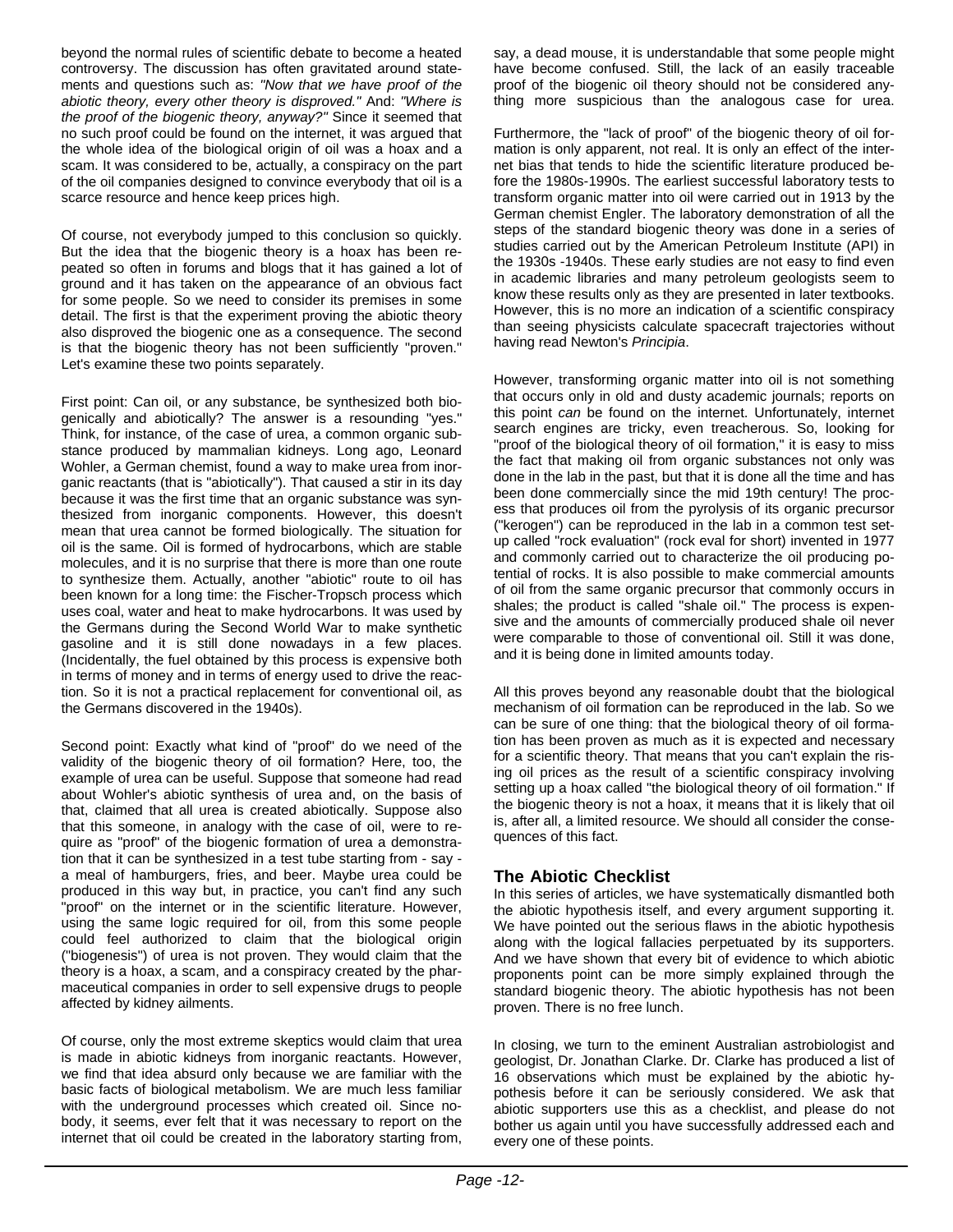beyond the normal rules of scientific debate to become a heated controversy. The discussion has often gravitated around statements and questions such as: *"Now that we have proof of the abiotic theory, every other theory is disproved."* And: *"Where is the proof of the biogenic theory, anyway?"* Since it seemed that no such proof could be found on the internet, it was argued that the whole idea of the biological origin of oil was a hoax and a scam. It was considered to be, actually, a conspiracy on the part of the oil companies designed to convince everybody that oil is a scarce resource and hence keep prices high.

Of course, not everybody jumped to this conclusion so quickly. But the idea that the biogenic theory is a hoax has been repeated so often in forums and blogs that it has gained a lot of ground and it has taken on the appearance of an obvious fact for some people. So we need to consider its premises in some detail. The first is that the experiment proving the abiotic theory also disproved the biogenic one as a consequence. The second is that the biogenic theory has not been sufficiently "proven." Let's examine these two points separately.

First point: Can oil, or any substance, be synthesized both biogenically and abiotically? The answer is a resounding "yes." Think, for instance, of the case of urea, a common organic substance produced by mammalian kidneys. Long ago, Leonard Wohler, a German chemist, found a way to make urea from inorganic reactants (that is "abiotically"). That caused a stir in its day because it was the first time that an organic substance was synthesized from inorganic components. However, this doesn't mean that urea cannot be formed biologically. The situation for oil is the same. Oil is formed of hydrocarbons, which are stable molecules, and it is no surprise that there is more than one route to synthesize them. Actually, another "abiotic" route to oil has been known for a long time: the Fischer-Tropsch process which uses coal, water and heat to make hydrocarbons. It was used by the Germans during the Second World War to make synthetic gasoline and it is still done nowadays in a few places. (Incidentally, the fuel obtained by this process is expensive both in terms of money and in terms of energy used to drive the reaction. So it is not a practical replacement for conventional oil, as the Germans discovered in the 1940s).

Second point: Exactly what kind of "proof" do we need of the validity of the biogenic theory of oil formation? Here, too, the example of urea can be useful. Suppose that someone had read about Wohler's abiotic synthesis of urea and, on the basis of that, claimed that all urea is created abiotically. Suppose also that this someone, in analogy with the case of oil, were to require as "proof" of the biogenic formation of urea a demonstration that it can be synthesized in a test tube starting from - say - a meal of hamburgers, fries, and beer. Maybe urea could be produced in this way but, in practice, you can't find any such "proof" on the internet or in the scientific literature. However, using the same logic required for oil, from this some people could feel authorized to claim that the biological origin ("biogenesis") of urea is not proven. They would claim that the theory is a hoax, a scam, and a conspiracy created by the pharmaceutical companies in order to sell expensive drugs to people affected by kidney ailments.

Of course, only the most extreme skeptics would claim that urea is made in abiotic kidneys from inorganic reactants. However, we find that idea absurd only because we are familiar with the basic facts of biological metabolism. We are much less familiar with the underground processes which created oil. Since nobody, it seems, ever felt that it was necessary to report on the internet that oil could be created in the laboratory starting from, say, a dead mouse, it is understandable that some people might have become confused. Still, the lack of an easily traceable proof of the biogenic oil theory should not be considered anything more suspicious than the analogous case for urea.

Furthermore, the "lack of proof" of the biogenic theory of oil formation is only apparent, not real. It is only an effect of the internet bias that tends to hide the scientific literature produced before the 1980s-1990s. The earliest successful laboratory tests to transform organic matter into oil were carried out in 1913 by the German chemist Engler. The laboratory demonstration of all the steps of the standard biogenic theory was done in a series of studies carried out by the American Petroleum Institute (API) in the 1930s -1940s. These early studies are not easy to find even in academic libraries and many petroleum geologists seem to know these results only as they are presented in later textbooks. However, this is no more an indication of a scientific conspiracy than seeing physicists calculate spacecraft trajectories without having read Newton's *Principia*.

However, transforming organic matter into oil is not something that occurs only in old and dusty academic journals; reports on this point *can* be found on the internet. Unfortunately, internet search engines are tricky, even treacherous. So, looking for "proof of the biological theory of oil formation," it is easy to miss the fact that making oil from organic substances not only was done in the lab in the past, but that it is done all the time and has been done commercially since the mid 19th century! The process that produces oil from the pyrolysis of its organic precursor ("kerogen") can be reproduced in the lab in a common test setup called "rock evaluation" (rock eval for short) invented in 1977 and commonly carried out to characterize the oil producing potential of rocks. It is also possible to make commercial amounts of oil from the same organic precursor that commonly occurs in shales; the product is called "shale oil." The process is expensive and the amounts of commercially produced shale oil never were comparable to those of conventional oil. Still it was done, and it is being done in limited amounts today.

All this proves beyond any reasonable doubt that the biological mechanism of oil formation can be reproduced in the lab. So we can be sure of one thing: that the biological theory of oil formation has been proven as much as it is expected and necessary for a scientific theory. That means that you can't explain the rising oil prices as the result of a scientific conspiracy involving setting up a hoax called "the biological theory of oil formation." If the biogenic theory is not a hoax, it means that it is likely that oil is, after all, a limited resource. We should all consider the consequences of this fact.

## The Abiotic Checklist

In this series of articles, we have systematically dismantled both the abiotic hypothesis itself, and every argument supporting it. We have pointed out the serious flaws in the abiotic hypothesis along with the logical fallacies perpetuated by its supporters. And we have shown that every bit of evidence to which abiotic proponents point can be more simply explained through the standard biogenic theory. The abiotic hypothesis has not been proven. There is no free lunch.

In closing, we turn to the eminent Australian astrobiologist and geologist, Dr. Jonathan Clarke. Dr. Clarke has produced a list of 16 observations which must be explained by the abiotic hypothesis before it can be seriously considered. We ask that abiotic supporters use this as a checklist, and please do not bother us again until you have successfully addressed each and every one of these points.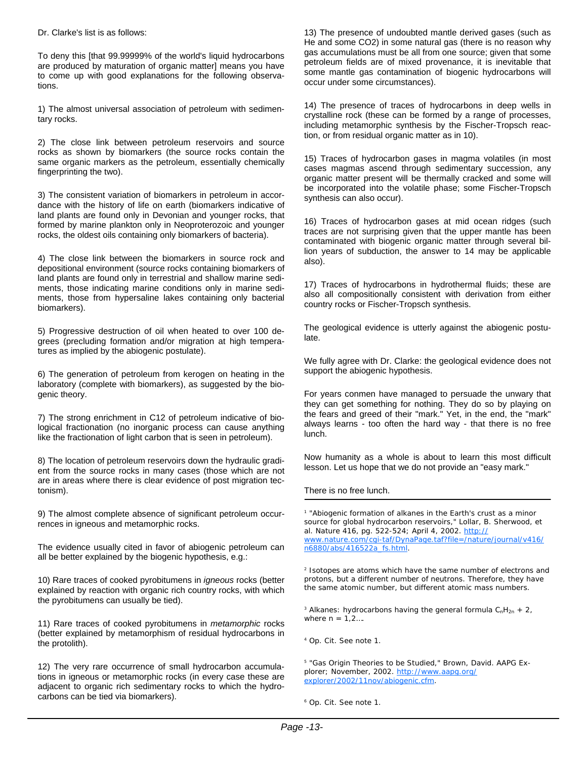Dr. Clarke's list is as follows:

To deny this [that 99.99999% of the world's liquid hydrocarbons are produced by maturation of organic matter] means you have to come up with good explanations for the following observations.

1) The almost universal association of petroleum with sedimentary rocks.

2) The close link between petroleum reservoirs and source rocks as shown by biomarkers (the source rocks contain the same organic markers as the petroleum, essentially chemically fingerprinting the two).

3) The consistent variation of biomarkers in petroleum in accordance with the history of life on earth (biomarkers indicative of land plants are found only in Devonian and younger rocks, that formed by marine plankton only in Neoproterozoic and younger rocks, the oldest oils containing only biomarkers of bacteria).

4) The close link between the biomarkers in source rock and depositional environment (source rocks containing biomarkers of land plants are found only in terrestrial and shallow marine sediments, those indicating marine conditions only in marine sediments, those from hypersaline lakes containing only bacterial biomarkers).

5) Progressive destruction of oil when heated to over 100 degrees (precluding formation and/or migration at high temperatures as implied by the abiogenic postulate).

6) The generation of petroleum from kerogen on heating in the laboratory (complete with biomarkers), as suggested by the biogenic theory.

7) The strong enrichment in C12 of petroleum indicative of biological fractionation (no inorganic process can cause anything like the fractionation of light carbon that is seen in petroleum).

8) The location of petroleum reservoirs down the hydraulic gradient from the source rocks in many cases (those which are not are in areas where there is clear evidence of post migration tectonism).

9) The almost complete absence of significant petroleum occurrences in igneous and metamorphic rocks.

The evidence usually cited in favor of abiogenic petroleum can all be better explained by the biogenic hypothesis, e.g.:

10) Rare traces of cooked pyrobitumens in *igneous* rocks (better explained by reaction with organic rich country rocks, with which the pyrobitumens can usually be tied).

11) Rare traces of cooked pyrobitumens in *metamorphic* rocks (better explained by metamorphism of residual hydrocarbons in the protolith).

12) The very rare occurrence of small hydrocarbon accumulations in igneous or metamorphic rocks (in every case these are adjacent to organic rich sedimentary rocks to which the hydrocarbons can be tied via biomarkers).

13) The presence of undoubted mantle derived gases (such as He and some CO2) in some natural gas (there is no reason why gas accumulations must be all from one source; given that some petroleum fields are of mixed provenance, it is inevitable that some mantle gas contamination of biogenic hydrocarbons will occur under some circumstances).

14) The presence of traces of hydrocarbons in deep wells in crystalline rock (these can be formed by a range of processes, including metamorphic synthesis by the Fischer-Tropsch reaction, or from residual organic matter as in 10).

15) Traces of hydrocarbon gases in magma volatiles (in most cases magmas ascend through sedimentary succession, any organic matter present will be thermally cracked and some will be incorporated into the volatile phase; some Fischer-Tropsch synthesis can also occur).

16) Traces of hydrocarbon gases at mid ocean ridges (such traces are not surprising given that the upper mantle has been contaminated with biogenic organic matter through several billion years of subduction, the answer to 14 may be applicable also).

17) Traces of hydrocarbons in hydrothermal fluids; these are also all compositionally consistent with derivation from either country rocks or Fischer-Tropsch synthesis.

The geological evidence is utterly against the abiogenic postulate.

We fully agree with Dr. Clarke: the geological evidence does not support the abiogenic hypothesis.

For years conmen have managed to persuade the unwary that they can get something for nothing. They do so by playing on the fears and greed of their "mark." Yet, in the end, the "mark" always learns - too often the hard way - that there is no free lunch.

Now humanity as a whole is about to learn this most difficult lesson. Let us hope that we do not provide an "easy mark."

There is no free lunch.

---

[1] "Abiogenic formation of alkanes in the Earth's crust as a minor source for global hydrocarbon reservoirs," Lollar, B. Sherwood, et al. Nature 416, pg. 522-524; April 4, 2002. http://www.nature.com/cgi-taf/DynaPage.taf?file=/nature/journal/v416/n6880/abs/416522a_fs.html.

[2] Isotopes are atoms which have the same number of electrons and protons, but a different number of neutrons. Therefore, they have the same atomic number, but different atomic mass numbers.

[3] Alkanes: hydrocarbons having the general formula $C_nH_{2n} + 2$, where n = 1,2….

[4] Op. Cit. See note 1.

[5] "Gas Origin Theories to be Studied," Brown, David. AAPG Explorer; November, 2002. http://www.aapg.org/explorer/2002/11nov/abiogenic.cfm.

[6] Op. Cit. See note 1.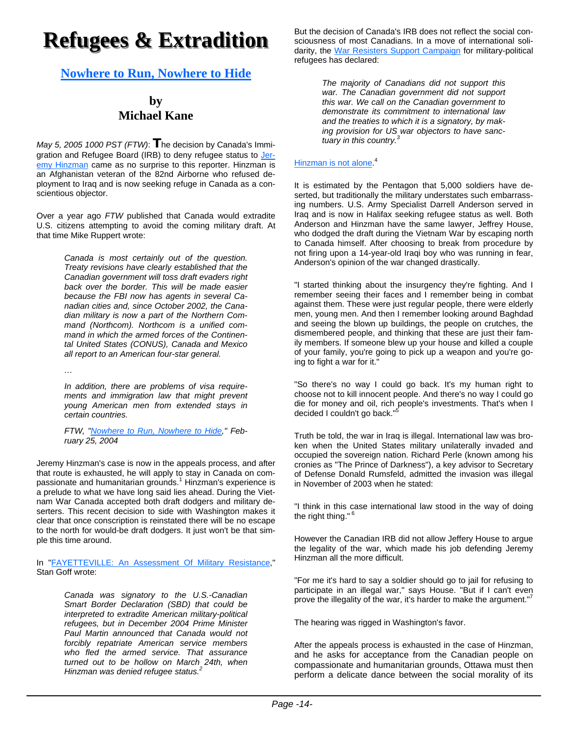# Refugees & Extradition

## Nowhere to Run, Nowhere to Hide

### by
### Michael Kane

*May 5, 2005 1000 PST (FTW)*: **T**he decision by Canada's Immigration and Refugee Board (IRB) to deny refugee status to Jeremy Hinzman came as no surprise to this reporter. Hinzman is an Afghanistan veteran of the 82nd Airborne who refused deployment to Iraq and is now seeking refuge in Canada as a conscientious objector.

Over a year ago *FTW* published that Canada would extradite U.S. citizens attempting to avoid the coming military draft. At that time Mike Ruppert wrote:

> *Canada is most certainly out of the question. Treaty revisions have clearly established that the Canadian government will toss draft evaders right back over the border. This will be made easier because the FBI now has agents in several Canadian cities and, since October 2002, the Canadian military is now a part of the Northern Command (Northcom). Northcom is a unified command in which the armed forces of the Continental United States (CONUS), Canada and Mexico all report to an American four-star general.*
>
> *…*
>
> *In addition, there are problems of visa requirements and immigration law that might prevent young American men from extended stays in certain countries.*
>
> *FTW, "Nowhere to Run, Nowhere to Hide," February 25, 2004*

Jeremy Hinzman's case is now in the appeals process, and after that route is exhausted, he will apply to stay in Canada on compassionate and humanitarian grounds.[1] Hinzman's experience is a prelude to what we have long said lies ahead. During the Vietnam War Canada accepted both draft dodgers and military deserters. This recent decision to side with Washington makes it clear that once conscription is reinstated there will be no escape to the north for would-be draft dodgers. It just won't be that simple this time around.

In "FAYETTEVILLE: An Assessment Of Military Resistance," Stan Goff wrote:

> *Canada was signatory to the U.S.-Canadian Smart Border Declaration (SBD) that could be interpreted to extradite American military-political refugees, but in December 2004 Prime Minister Paul Martin announced that Canada would not forcibly repatriate American service members who fled the armed service. That assurance turned out to be hollow on March 24th, when Hinzman was denied refugee status.[2]*

But the decision of Canada's IRB does not reflect the social consciousness of most Canadians. In a move of international solidarity, the War Resisters Support Campaign for military-political refugees has declared:

> *The majority of Canadians did not support this war. The Canadian government did not support this war. We call on the Canadian government to demonstrate its commitment to international law and the treaties to which it is a signatory, by making provision for US war objectors to have sanctuary in this country.[3]*

Hinzman is not alone.[4]

It is estimated by the Pentagon that 5,000 soldiers have deserted, but traditionally the military understates such embarrassing numbers. U.S. Army Specialist Darrell Anderson served in Iraq and is now in Halifax seeking refugee status as well. Both Anderson and Hinzman have the same lawyer, Jeffrey House, who dodged the draft during the Vietnam War by escaping north to Canada himself. After choosing to break from procedure by not firing upon a 14-year-old Iraqi boy who was running in fear, Anderson's opinion of the war changed drastically.

"I started thinking about the insurgency they're fighting. And I remember seeing their faces and I remember being in combat against them. These were just regular people, there were elderly men, young men. And then I remember looking around Baghdad and seeing the blown up buildings, the people on crutches, the dismembered people, and thinking that these are just their family members. If someone blew up your house and killed a couple of your family, you're going to pick up a weapon and you're going to fight a war for it."

"So there's no way I could go back. It's my human right to choose not to kill innocent people. And there's no way I could go die for money and oil, rich people's investments. That's when I decided I couldn't go back."[5]

Truth be told, the war in Iraq is illegal. International law was broken when the United States military unilaterally invaded and occupied the sovereign nation. Richard Perle (known among his cronies as "The Prince of Darkness"), a key advisor to Secretary of Defense Donald Rumsfeld, admitted the invasion was illegal in November of 2003 when he stated:

"I think in this case international law stood in the way of doing the right thing." [6]

However the Canadian IRB did not allow Jeffery House to argue the legality of the war, which made his job defending Jeremy Hinzman all the more difficult.

"For me it's hard to say a soldier should go to jail for refusing to participate in an illegal war," says House. "But if I can't even prove the illegality of the war, it's harder to make the argument."[7]

The hearing was rigged in Washington's favor.

After the appeals process is exhausted in the case of Hinzman, and he asks for acceptance from the Canadian people on compassionate and humanitarian grounds, Ottawa must then perform a delicate dance between the social morality of its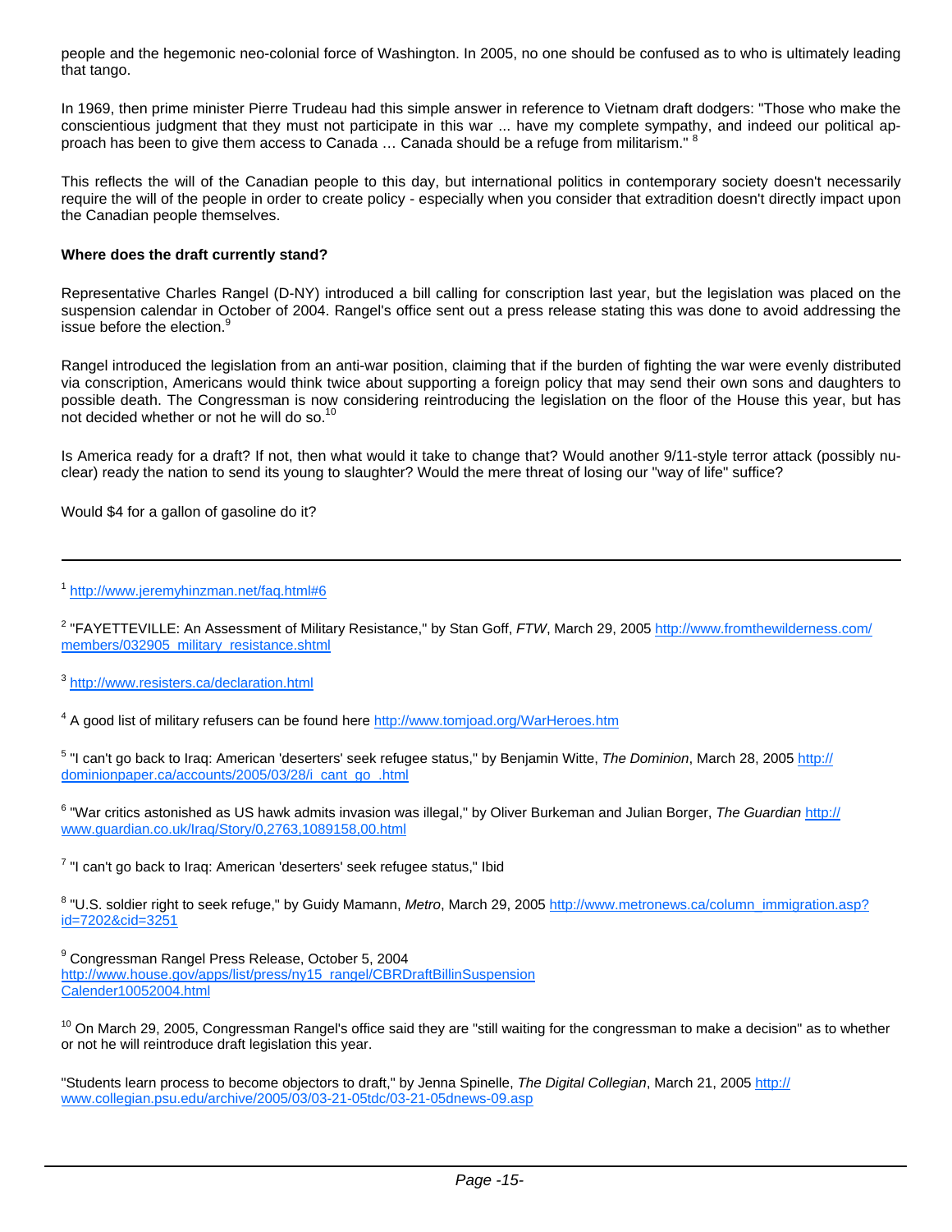people and the hegemonic neo-colonial force of Washington. In 2005, no one should be confused as to who is ultimately leading that tango.

In 1969, then prime minister Pierre Trudeau had this simple answer in reference to Vietnam draft dodgers: "Those who make the conscientious judgment that they must not participate in this war ... have my complete sympathy, and indeed our political approach has been to give them access to Canada … Canada should be a refuge from militarism." [8]

This reflects the will of the Canadian people to this day, but international politics in contemporary society doesn't necessarily require the will of the people in order to create policy - especially when you consider that extradition doesn't directly impact upon the Canadian people themselves.

**Where does the draft currently stand?**

Representative Charles Rangel (D-NY) introduced a bill calling for conscription last year, but the legislation was placed on the suspension calendar in October of 2004. Rangel's office sent out a press release stating this was done to avoid addressing the issue before the election.[9]

Rangel introduced the legislation from an anti-war position, claiming that if the burden of fighting the war were evenly distributed via conscription, Americans would think twice about supporting a foreign policy that may send their own sons and daughters to possible death. The Congressman is now considering reintroducing the legislation on the floor of the House this year, but has not decided whether or not he will do so.[10]

Is America ready for a draft? If not, then what would it take to change that? Would another 9/11-style terror attack (possibly nuclear) ready the nation to send its young to slaughter? Would the mere threat of losing our "way of life" suffice?

Would $4 for a gallon of gasoline do it?

---

[1] http://www.jeremyhinzman.net/faq.html#6

[2] "FAYETTEVILLE: An Assessment of Military Resistance," by Stan Goff, *FTW*, March 29, 2005 http://www.fromthewilderness.com/members/032905_military_resistance.shtml

[3] http://www.resisters.ca/declaration.html

[4] A good list of military refusers can be found here http://www.tomjoad.org/WarHeroes.htm

[5] "I can't go back to Iraq: American 'deserters' seek refugee status," by Benjamin Witte, *The Dominion*, March 28, 2005 http://dominionpaper.ca/accounts/2005/03/28/i_cant_go_.html

[6] "War critics astonished as US hawk admits invasion was illegal," by Oliver Burkeman and Julian Borger, *The Guardian* http://www.guardian.co.uk/Iraq/Story/0,2763,1089158,00.html

[7] "I can't go back to Iraq: American 'deserters' seek refugee status," Ibid

[8] "U.S. soldier right to seek refuge," by Guidy Mamann, *Metro*, March 29, 2005 http://www.metronews.ca/column_immigration.asp?id=7202&cid=3251

[9] Congressman Rangel Press Release, October 5, 2004 http://www.house.gov/apps/list/press/ny15_rangel/CBRDraftBillinSuspensionCalender10052004.html

[10] On March 29, 2005, Congressman Rangel's office said they are "still waiting for the congressman to make a decision" as to whether or not he will reintroduce draft legislation this year.

"Students learn process to become objectors to draft," by Jenna Spinelle, *The Digital Collegian*, March 21, 2005 http://www.collegian.psu.edu/archive/2005/03/03-21-05tdc/03-21-05dnews-09.asp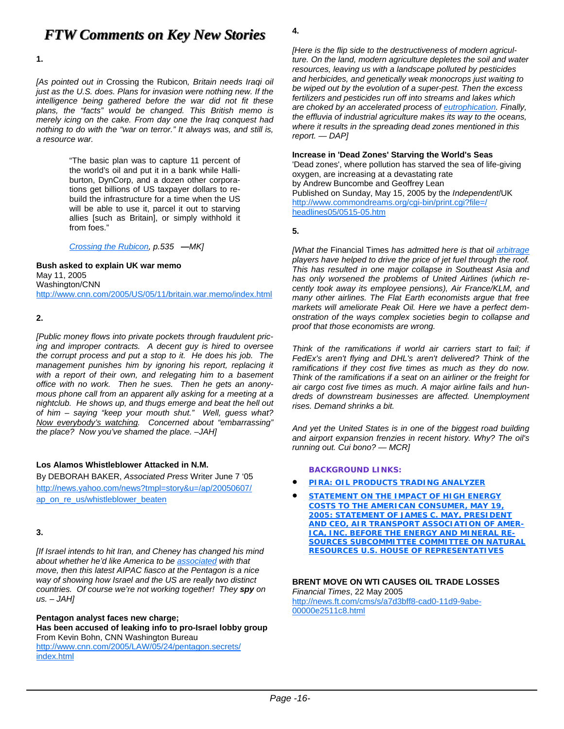# FTW Comments on Key New Stories

**1.**

*[As pointed out in* Crossing the Rubicon*, Britain needs Iraqi oil just as the U.S. does. Plans for invasion were nothing new. If the intelligence being gathered before the war did not fit these plans, the "facts" would be changed. This British memo is merely icing on the cake. From day one the Iraq conquest had nothing to do with the "war on terror." It always was, and still is, a resource war.*

> "The basic plan was to capture 11 percent of the world's oil and put it in a bank while Halliburton, DynCorp, and a dozen other corporations get billions of US taxpayer dollars to rebuild the infrastructure for a time when the US will be able to use it, parcel it out to starving allies [such as Britain], or simply withhold it from foes."
>
> *Crossing the Rubicon, p.535 —MK]*

**Bush asked to explain UK war memo**
May 11, 2005
Washington/CNN
http://www.cnn.com/2005/US/05/11/britain.war.memo/index.html

**2.**

*[Public money flows into private pockets through fraudulent pricing and improper contracts. A decent guy is hired to oversee the corrupt process and put a stop to it. He does his job. The management punishes him by ignoring his report, replacing it with a report of their own, and relegating him to a basement office with no work. Then he sues. Then he gets an anonymous phone call from an apparent ally asking for a meeting at a nightclub. He shows up, and thugs emerge and beat the hell out of him – saying "keep your mouth shut." Well, guess what? Now everybody's watching. Concerned about "embarrassing" the place? Now you've shamed the place. –JAH]*

**Los Alamos Whistleblower Attacked in N.M.**
By DEBORAH BAKER, *Associated Press* Writer June 7 '05
http://news.yahoo.com/news?tmpl=story&u=/ap/20050607/ap_on_re_us/whistleblower_beaten

**3.**

*[If Israel intends to hit Iran, and Cheney has changed his mind about whether he'd like America to be associated with that move, then this latest AIPAC fiasco at the Pentagon is a nice way of showing how Israel and the US are really two distinct countries. Of course we're not working together! They **spy** on us. – JAH]*

**Pentagon analyst faces new charge;**
**Has been accused of leaking info to pro-Israel lobby group**
From Kevin Bohn, CNN Washington Bureau
http://www.cnn.com/2005/LAW/05/24/pentagon.secrets/index.html

**4.**

*[Here is the flip side to the destructiveness of modern agriculture. On the land, modern agriculture depletes the soil and water resources, leaving us with a landscape polluted by pesticides and herbicides, and genetically weak monocrops just waiting to be wiped out by the evolution of a super-pest. Then the excess fertilizers and pesticides run off into streams and lakes which are choked by an accelerated process of eutrophication. Finally, the effluvia of industrial agriculture makes its way to the oceans, where it results in the spreading dead zones mentioned in this report. — DAP]*

**Increase in 'Dead Zones' Starving the World's Seas**
'Dead zones', where pollution has starved the sea of life-giving oxygen, are increasing at a devastating rate
by Andrew Buncombe and Geoffrey Lean
Published on Sunday, May 15, 2005 by the *Independent*/UK
http://www.commondreams.org/cgi-bin/print.cgi?file=/headlines05/0515-05.htm

**5.**

*[What the* Financial Times *has admitted here is that oil arbitrage players have helped to drive the price of jet fuel through the roof. This has resulted in one major collapse in Southeast Asia and has only worsened the problems of United Airlines (which recently took away its employee pensions), Air France/KLM, and many other airlines. The Flat Earth economists argue that free markets will ameliorate Peak Oil. Here we have a perfect demonstration of the ways complex societies begin to collapse and proof that those economists are wrong.*

*Think of the ramifications if world air carriers start to fail; if FedEx's aren't flying and DHL's aren't delivered? Think of the ramifications if they cost five times as much as they do now. Think of the ramifications if a seat on an airliner or the freight for air cargo cost five times as much. A major airline fails and hundreds of downstream businesses are affected. Unemployment rises. Demand shrinks a bit.*

*And yet the United States is in one of the biggest road building and airport expansion frenzies in recent history. Why? The oil's running out. Cui bono? — MCR]*

**BACKGROUND LINKS:**

- **PIRA: OIL PRODUCTS TRADING ANALYZER**
- **STATEMENT ON THE IMPACT OF HIGH ENERGY COSTS TO THE AMERICAN CONSUMER, MAY 19, 2005: STATEMENT OF JAMES C. MAY, PRESIDENT AND CEO, AIR TRANSPORT ASSOCIATION OF AMERICA, INC. BEFORE THE ENERGY AND MINERAL RESOURCES SUBCOMMITTEE COMMITTEE ON NATURAL RESOURCES U.S. HOUSE OF REPRESENTATIVES**

**BRENT MOVE ON WTI CAUSES OIL TRADE LOSSES**
*Financial Times*, 22 May 2005
http://news.ft.com/cms/s/a7d3bff8-cad0-11d9-9abe-00000e2511c8.html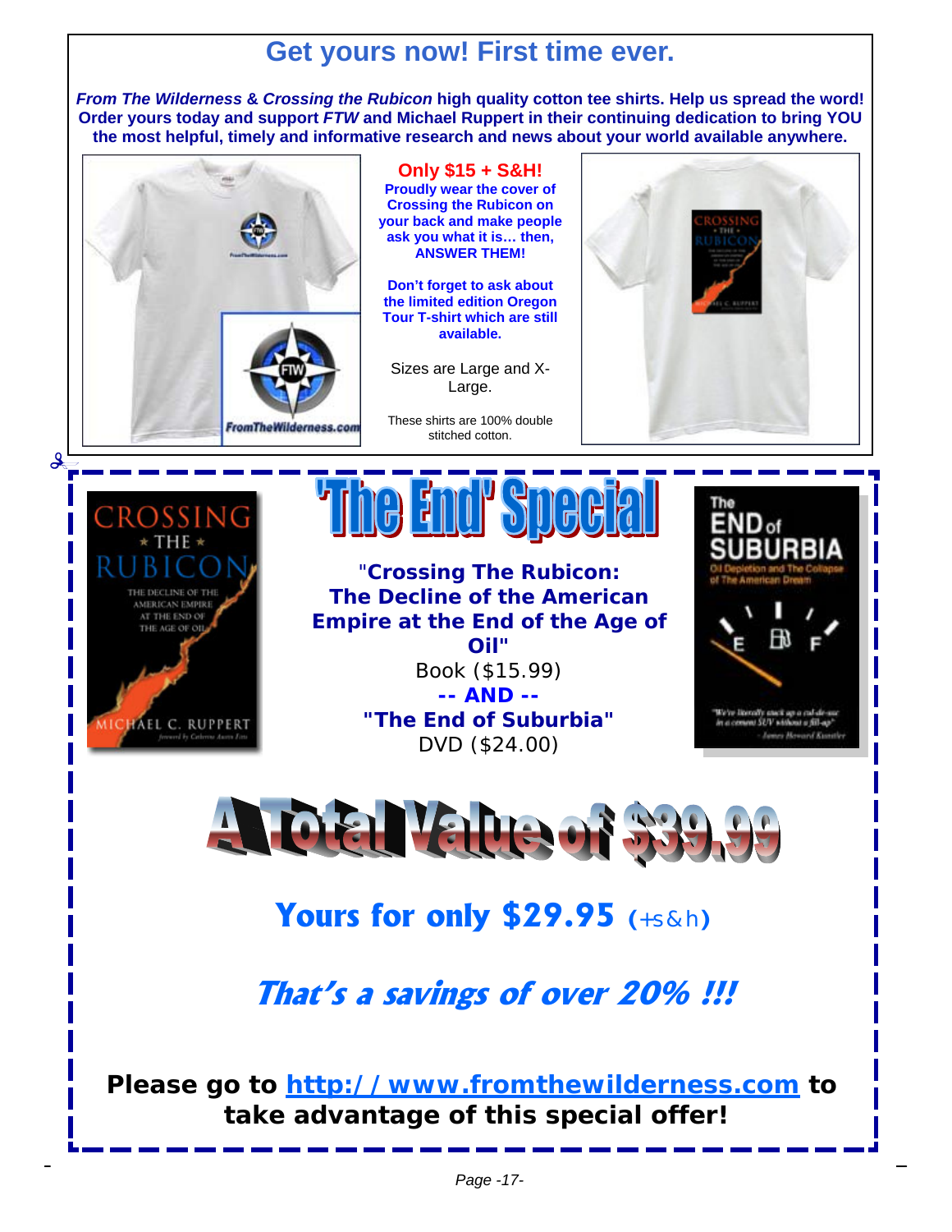## Get yours now! First time ever.

***From The Wilderness* & *Crossing the Rubicon* high quality cotton tee shirts. Help us spread the word! Order yours today and support *FTW* and Michael Ruppert in their continuing dedication to bring YOU the most helpful, timely and informative research and news about your world available anywhere.**

**Only $15 + S&H!**

**Proudly wear the cover of Crossing the Rubicon on your back and make people ask you what it is… then, ANSWER THEM!**

**Don't forget to ask about the limited edition Oregon Tour T-shirt which are still available.**

Sizes are Large and X-Large.

These shirts are 100% double stitched cotton.

# 'The End' Special

**"Crossing The Rubicon: The Decline of the American Empire at the End of the Age of Oil"**
Book ($15.99)
**-- AND --**
**"The End of Suburbia"**
DVD ($24.00)

## A Total Value of $39.99

## Yours for only $29.95 (+s&h)

## *That's a savings of over 20% !!!*

**Please go to http://www.fromthewilderness.com to take advantage of this special offer!**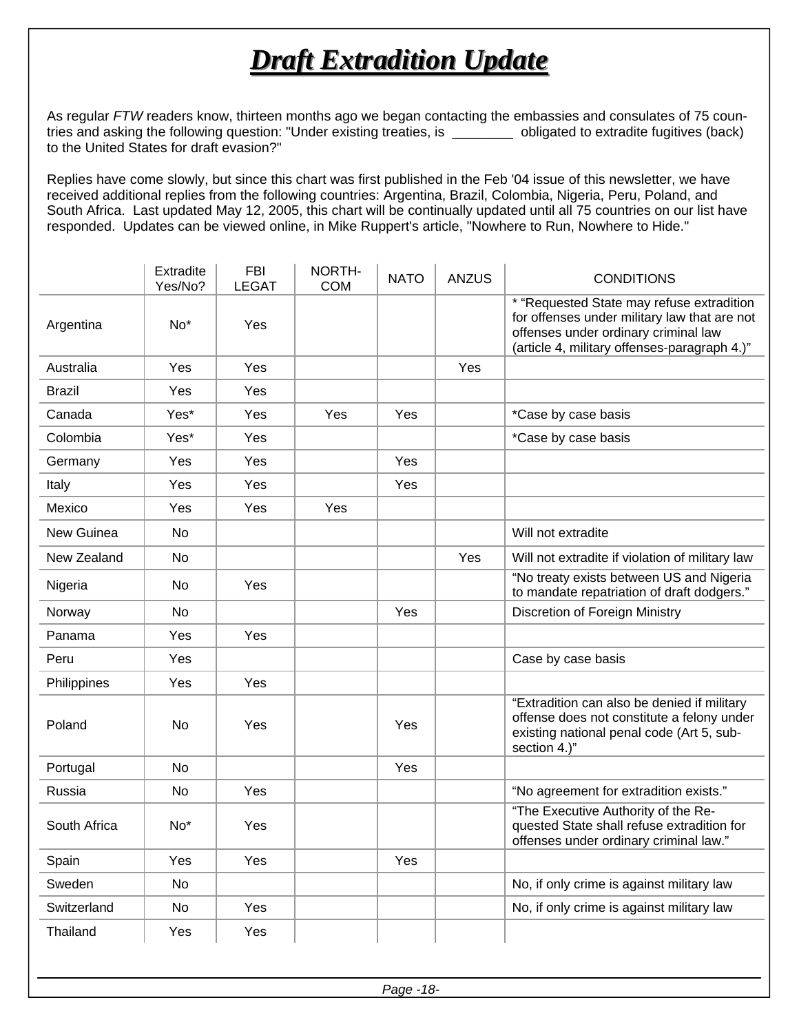# ***Draft Extradition Update***

As regular *FTW* readers know, thirteen months ago we began contacting the embassies and consulates of 75 countries and asking the following question: "Under existing treaties, is ________ obligated to extradite fugitives (back) to the United States for draft evasion?"

Replies have come slowly, but since this chart was first published in the Feb '04 issue of this newsletter, we have received additional replies from the following countries: Argentina, Brazil, Colombia, Nigeria, Peru, Poland, and South Africa. Last updated May 12, 2005, this chart will be continually updated until all 75 countries on our list have responded. Updates can be viewed online, in Mike Ruppert's article, "Nowhere to Run, Nowhere to Hide."

| | Extradite Yes/No? | FBI LEGAT | NORTH-COM | NATO | ANZUS | CONDITIONS |
|---|---|---|---|---|---|---|
| Argentina | No* | Yes | | | | * "Requested State may refuse extradition for offenses under military law that are not offenses under ordinary criminal law (article 4, military offenses-paragraph 4.)" |
| Australia | Yes | Yes | | | Yes | |
| Brazil | Yes | Yes | | | | |
| Canada | Yes* | Yes | Yes | Yes | | *Case by case basis |
| Colombia | Yes* | Yes | | | | *Case by case basis |
| Germany | Yes | Yes | | Yes | | |
| Italy | Yes | Yes | | Yes | | |
| Mexico | Yes | Yes | Yes | | | |
| New Guinea | No | | | | | Will not extradite |
| New Zealand | No | | | | Yes | Will not extradite if violation of military law |
| Nigeria | No | Yes | | | | "No treaty exists between US and Nigeria to mandate repatriation of draft dodgers." |
| Norway | No | | | Yes | | Discretion of Foreign Ministry |
| Panama | Yes | Yes | | | | |
| Peru | Yes | | | | | Case by case basis |
| Philippines | Yes | Yes | | | | |
| Poland | No | Yes | | Yes | | "Extradition can also be denied if military offense does not constitute a felony under existing national penal code (Art 5, sub-section 4.)" |
| Portugal | No | | | Yes | | |
| Russia | No | Yes | | | | "No agreement for extradition exists." |
| South Africa | No* | Yes | | | | "The Executive Authority of the Requested State shall refuse extradition for offenses under ordinary criminal law." |
| Spain | Yes | Yes | | Yes | | |
| Sweden | No | | | | | No, if only crime is against military law |
| Switzerland | No | Yes | | | | No, if only crime is against military law |
| Thailand | Yes | Yes | | | | |